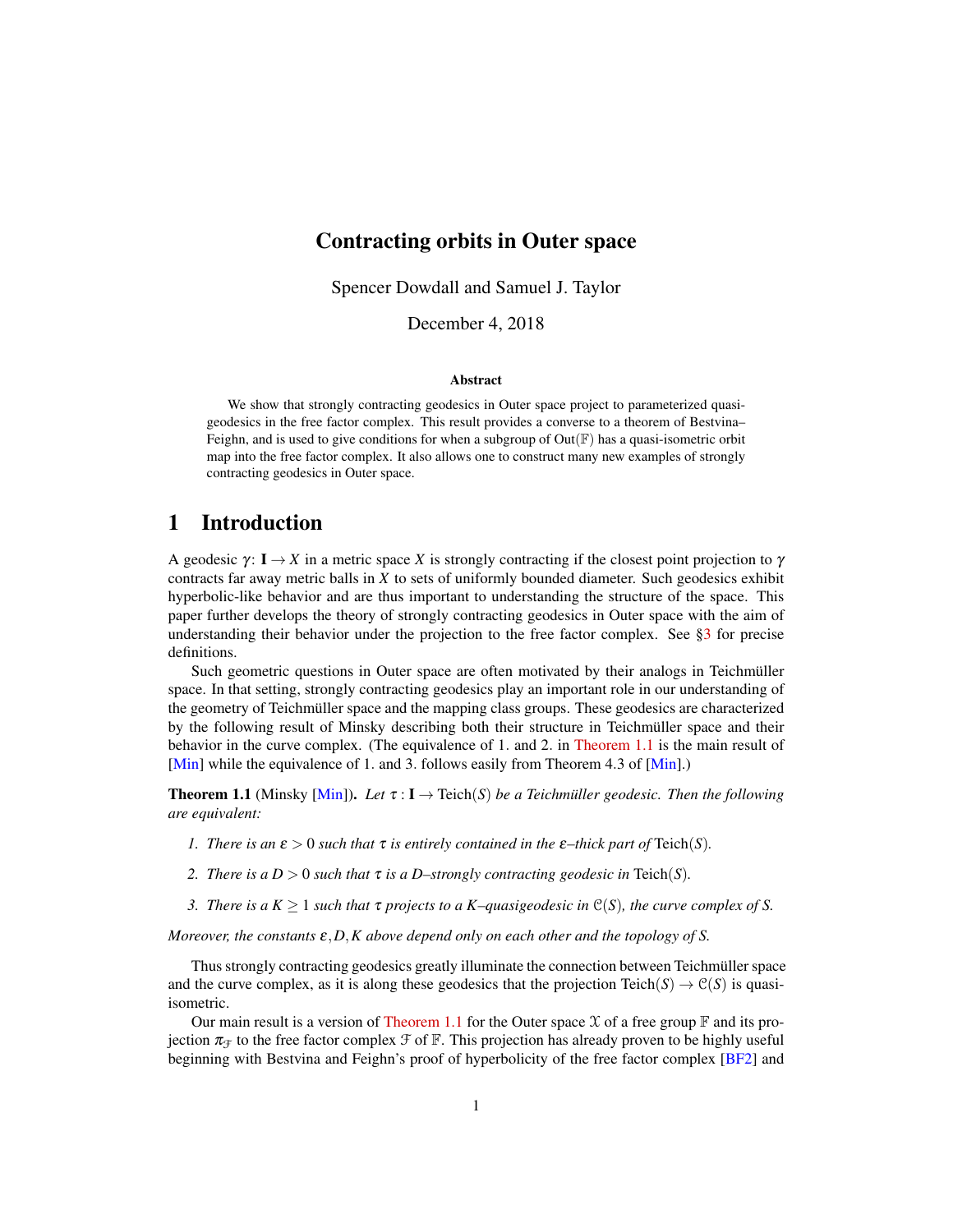# Contracting orbits in Outer space

Spencer Dowdall and Samuel J. Taylor

December 4, 2018

### Abstract

We show that strongly contracting geodesics in Outer space project to parameterized quasi-geodesics in the free factor complex. This result provides a converse to a theorem of Bestvina–Feighn, and is used to give conditions for when a subgroup of $\mathrm{Out}(\mathbb{F})$ has a quasi-isometric orbit map into the free factor complex. It also allows one to construct many new examples of strongly contracting geodesics in Outer space.

## 1 Introduction

A geodesic $\gamma\colon \mathbf{I} \to X$ in a metric space $X$ is strongly contracting if the closest point projection to $\gamma$ contracts far away metric balls in $X$ to sets of uniformly bounded diameter. Such geodesics exhibit hyperbolic-like behavior and are thus important to understanding the structure of the space. This paper further develops the theory of strongly contracting geodesics in Outer space with the aim of understanding their behavior under the projection to the free factor complex. See §3 for precise definitions.

Such geometric questions in Outer space are often motivated by their analogs in Teichmüller space. In that setting, strongly contracting geodesics play an important role in our understanding of the geometry of Teichmüller space and the mapping class groups. These geodesics are characterized by the following result of Minsky describing both their structure in Teichmüller space and their behavior in the curve complex. (The equivalence of 1. and 2. in Theorem 1.1 is the main result of [Min] while the equivalence of 1. and 3. follows easily from Theorem 4.3 of [Min].)

**Theorem 1.1** (Minsky [Min]). *Let $\tau : \mathbf{I} \to \mathrm{Teich}(S)$ be a Teichmüller geodesic. Then the following are equivalent:*

1. *There is an $\varepsilon > 0$ such that $\tau$ is entirely contained in the $\varepsilon$–thick part of $\mathrm{Teich}(S)$.*
2. *There is a $D > 0$ such that $\tau$ is a $D$–strongly contracting geodesic in $\mathrm{Teich}(S)$.*
3. *There is a $K \geq 1$ such that $\tau$ projects to a $K$–quasigeodesic in $\mathcal{C}(S)$, the curve complex of $S$.*

*Moreover, the constants $\varepsilon, D, K$ above depend only on each other and the topology of $S$.*

Thus strongly contracting geodesics greatly illuminate the connection between Teichmüller space and the curve complex, as it is along these geodesics that the projection $\mathrm{Teich}(S) \to \mathcal{C}(S)$ is quasi-isometric.

Our main result is a version of Theorem 1.1 for the Outer space $\mathcal{X}$ of a free group $\mathbb{F}$ and its projection $\pi_{\mathcal{F}}$ to the free factor complex $\mathcal{F}$ of $\mathbb{F}$. This projection has already proven to be highly useful beginning with Bestvina and Feighn's proof of hyperbolicity of the free factor complex [BF2] and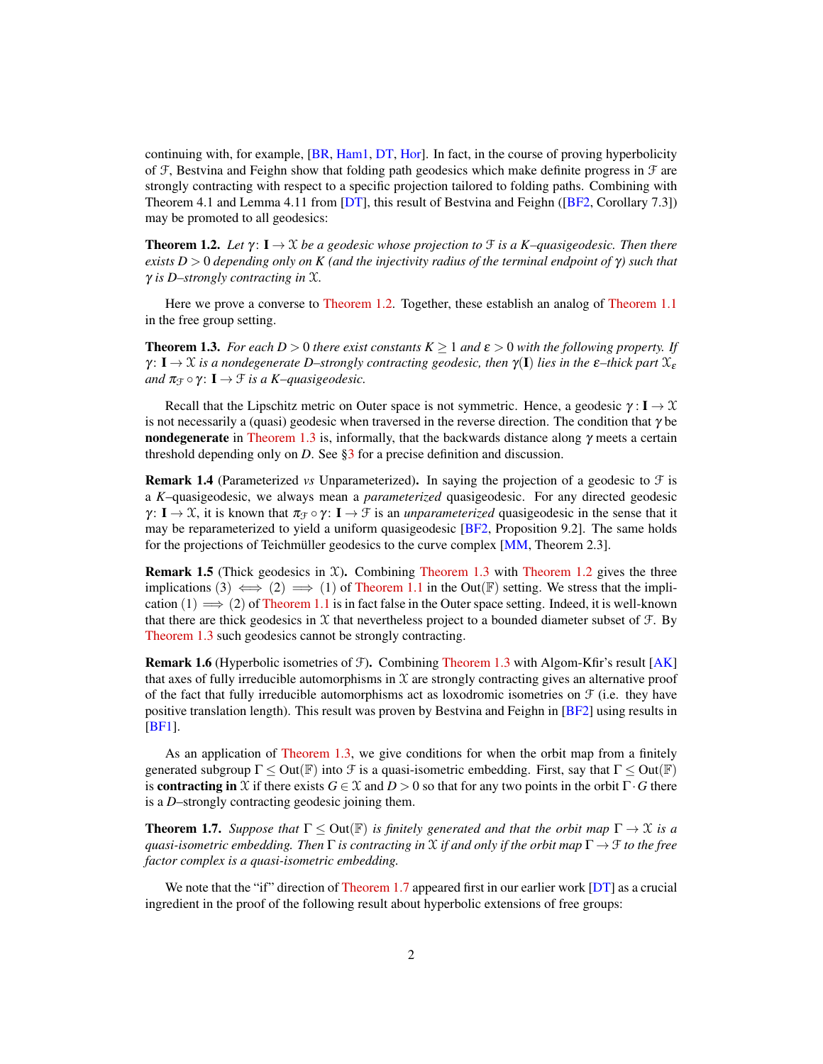continuing with, for example, [BR, Ham1, DT, Hor]. In fact, in the course of proving hyperbolicity of $\mathcal{F}$, Bestvina and Feighn show that folding path geodesics which make definite progress in $\mathcal{F}$ are strongly contracting with respect to a specific projection tailored to folding paths. Combining with Theorem 4.1 and Lemma 4.11 from [DT], this result of Bestvina and Feighn ([BF2, Corollary 7.3]) may be promoted to all geodesics:

**Theorem 1.2.** *Let $\gamma\colon \mathbf{I} \to \mathcal{X}$ be a geodesic whose projection to $\mathcal{F}$ is a $K$–quasigeodesic. Then there exists $D > 0$ depending only on $K$ (and the injectivity radius of the terminal endpoint of $\gamma$) such that $\gamma$ is $D$–strongly contracting in $\mathcal{X}$.*

Here we prove a converse to Theorem 1.2. Together, these establish an analog of Theorem 1.1 in the free group setting.

**Theorem 1.3.** *For each $D > 0$ there exist constants $K \geq 1$ and $\epsilon > 0$ with the following property. If $\gamma\colon \mathbf{I} \to \mathcal{X}$ is a nondegenerate $D$–strongly contracting geodesic, then $\gamma(\mathbf{I})$ lies in the $\epsilon$–thick part $\mathcal{X}_\epsilon$ and $\pi_{\mathcal{F}} \circ \gamma\colon \mathbf{I} \to \mathcal{F}$ is a $K$–quasigeodesic.*

Recall that the Lipschitz metric on Outer space is not symmetric. Hence, a geodesic $\gamma : \mathbf{I} \to \mathcal{X}$ is not necessarily a (quasi) geodesic when traversed in the reverse direction. The condition that $\gamma$ be **nondegenerate** in Theorem 1.3 is, informally, that the backwards distance along $\gamma$ meets a certain threshold depending only on $D$. See §3 for a precise definition and discussion.

**Remark 1.4** (Parameterized *vs* Unparameterized)**.** In saying the projection of a geodesic to $\mathcal{F}$ is a $K$–quasigeodesic, we always mean a *parameterized* quasigeodesic. For any directed geodesic $\gamma\colon \mathbf{I} \to \mathcal{X}$, it is known that $\pi_{\mathcal{F}} \circ \gamma\colon \mathbf{I} \to \mathcal{F}$ is an *unparameterized* quasigeodesic in the sense that it may be reparameterized to yield a uniform quasigeodesic [BF2, Proposition 9.2]. The same holds for the projections of Teichmüller geodesics to the curve complex [MM, Theorem 2.3].

**Remark 1.5** (Thick geodesics in $\mathcal{X}$)**.** Combining Theorem 1.3 with Theorem 1.2 gives the three implications (3) $\iff$ (2) $\implies$ (1) of Theorem 1.1 in the $\mathrm{Out}(\mathbb{F})$ setting. We stress that the implication (1) $\implies$ (2) of Theorem 1.1 is in fact false in the Outer space setting. Indeed, it is well-known that there are thick geodesics in $\mathcal{X}$ that nevertheless project to a bounded diameter subset of $\mathcal{F}$. By Theorem 1.3 such geodesics cannot be strongly contracting.

**Remark 1.6** (Hyperbolic isometries of $\mathcal{F}$)**.** Combining Theorem 1.3 with Algom-Kfir's result [AK] that axes of fully irreducible automorphisms in $\mathcal{X}$ are strongly contracting gives an alternative proof of the fact that fully irreducible automorphisms act as loxodromic isometries on $\mathcal{F}$ (i.e. they have positive translation length). This result was proven by Bestvina and Feighn in [BF2] using results in [BF1].

As an application of Theorem 1.3, we give conditions for when the orbit map from a finitely generated subgroup $\Gamma \leq \mathrm{Out}(\mathbb{F})$ into $\mathcal{F}$ is a quasi-isometric embedding. First, say that $\Gamma \leq \mathrm{Out}(\mathbb{F})$ is **contracting in** $\mathcal{X}$ if there exists $G \in \mathcal{X}$ and $D > 0$ so that for any two points in the orbit $\Gamma \cdot G$ there is a $D$–strongly contracting geodesic joining them.

**Theorem 1.7.** *Suppose that $\Gamma \leq \mathrm{Out}(\mathbb{F})$ is finitely generated and that the orbit map $\Gamma \to \mathcal{X}$ is a quasi-isometric embedding. Then $\Gamma$ is contracting in $\mathcal{X}$ if and only if the orbit map $\Gamma \to \mathcal{F}$ to the free factor complex is a quasi-isometric embedding.*

We note that the "if" direction of Theorem 1.7 appeared first in our earlier work [DT] as a crucial ingredient in the proof of the following result about hyperbolic extensions of free groups: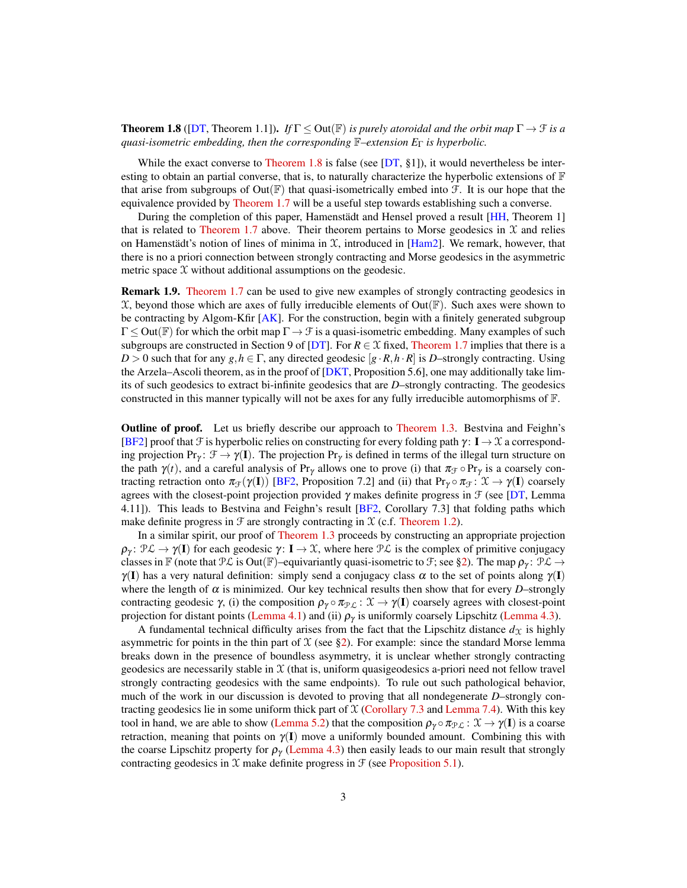**Theorem 1.8** ([DT, Theorem 1.1]). *If $\Gamma \le \mathrm{Out}(\mathbb{F})$ is purely atoroidal and the orbit map $\Gamma \to \mathcal{F}$ is a quasi-isometric embedding, then the corresponding $\mathbb{F}$–extension $E_\Gamma$ is hyperbolic.*

While the exact converse to Theorem 1.8 is false (see [DT, §1]), it would nevertheless be interesting to obtain an partial converse, that is, to naturally characterize the hyperbolic extensions of $\mathbb{F}$ that arise from subgroups of $\mathrm{Out}(\mathbb{F})$ that quasi-isometrically embed into $\mathcal{F}$. It is our hope that the equivalence provided by Theorem 1.7 will be a useful step towards establishing such a converse.

During the completion of this paper, Hamenstädt and Hensel proved a result [HH, Theorem 1] that is related to Theorem 1.7 above. Their theorem pertains to Morse geodesics in $\mathcal{X}$ and relies on Hamenstädt's notion of lines of minima in $\mathcal{X}$, introduced in [Ham2]. We remark, however, that there is no a priori connection between strongly contracting and Morse geodesics in the asymmetric metric space $\mathcal{X}$ without additional assumptions on the geodesic.

**Remark 1.9.** Theorem 1.7 can be used to give new examples of strongly contracting geodesics in $\mathcal{X}$, beyond those which are axes of fully irreducible elements of $\mathrm{Out}(\mathbb{F})$. Such axes were shown to be contracting by Algom-Kfir [AK]. For the construction, begin with a finitely generated subgroup $\Gamma \le \mathrm{Out}(\mathbb{F})$ for which the orbit map $\Gamma \to \mathcal{F}$ is a quasi-isometric embedding. Many examples of such subgroups are constructed in Section 9 of [DT]. For $R \in \mathcal{X}$ fixed, Theorem 1.7 implies that there is a $D > 0$ such that for any $g, h \in \Gamma$, any directed geodesic $[g \cdot R, h \cdot R]$ is $D$–strongly contracting. Using the Arzela–Ascoli theorem, as in the proof of [DKT, Proposition 5.6], one may additionally take limits of such geodesics to extract bi-infinite geodesics that are $D$–strongly contracting. The geodesics constructed in this manner typically will not be axes for any fully irreducible automorphisms of $\mathbb{F}$.

**Outline of proof.** Let us briefly describe our approach to Theorem 1.3. Bestvina and Feighn's [BF2] proof that $\mathcal{F}$ is hyperbolic relies on constructing for every folding path $\gamma \colon \mathbf{I} \to \mathcal{X}$ a corresponding projection $\mathrm{Pr}_\gamma \colon \mathcal{F} \to \gamma(\mathbf{I})$. The projection $\mathrm{Pr}_\gamma$ is defined in terms of the illegal turn structure on the path $\gamma(t)$, and a careful analysis of $\mathrm{Pr}_\gamma$ allows one to prove (i) that $\pi_\mathcal{F} \circ \mathrm{Pr}_\gamma$ is a coarsely contracting retraction onto $\pi_\mathcal{F}(\gamma(\mathbf{I}))$ [BF2, Proposition 7.2] and (ii) that $\mathrm{Pr}_\gamma \circ \pi_\mathcal{F} \colon \mathcal{X} \to \gamma(\mathbf{I})$ coarsely agrees with the closest-point projection provided $\gamma$ makes definite progress in $\mathcal{F}$ (see [DT, Lemma 4.11]). This leads to Bestvina and Feighn's result [BF2, Corollary 7.3] that folding paths which make definite progress in $\mathcal{F}$ are strongly contracting in $\mathcal{X}$ (c.f. Theorem 1.2).

In a similar spirit, our proof of Theorem 1.3 proceeds by constructing an appropriate projection $\rho_\gamma \colon \mathcal{PL} \to \gamma(\mathbf{I})$ for each geodesic $\gamma \colon \mathbf{I} \to \mathcal{X}$, where here $\mathcal{PL}$ is the complex of primitive conjugacy classes in $\mathbb{F}$ (note that $\mathcal{PL}$ is $\mathrm{Out}(\mathbb{F})$–equivariantly quasi-isometric to $\mathcal{F}$; see §2). The map $\rho_\gamma \colon \mathcal{PL} \to \gamma(\mathbf{I})$ has a very natural definition: simply send a conjugacy class $\alpha$ to the set of points along $\gamma(\mathbf{I})$ where the length of $\alpha$ is minimized. Our key technical results then show that for every $D$–strongly contracting geodesic $\gamma$, (i) the composition $\rho_\gamma \circ \pi_\mathcal{PL} \colon \mathcal{X} \to \gamma(\mathbf{I})$ coarsely agrees with closest-point projection for distant points (Lemma 4.1) and (ii) $\rho_\gamma$ is uniformly coarsely Lipschitz (Lemma 4.3).

A fundamental technical difficulty arises from the fact that the Lipschitz distance $d_\mathcal{X}$ is highly asymmetric for points in the thin part of $\mathcal{X}$ (see §2). For example: since the standard Morse lemma breaks down in the presence of boundless asymmetry, it is unclear whether strongly contracting geodesics are necessarily stable in $\mathcal{X}$ (that is, uniform quasigeodesics a-priori need not fellow travel strongly contracting geodesics with the same endpoints). To rule out such pathological behavior, much of the work in our discussion is devoted to proving that all nondegenerate $D$–strongly contracting geodesics lie in some uniform thick part of $\mathcal{X}$ (Corollary 7.3 and Lemma 7.4). With this key tool in hand, we are able to show (Lemma 5.2) that the composition $\rho_\gamma \circ \pi_\mathcal{PL} \colon \mathcal{X} \to \gamma(\mathbf{I})$ is a coarse retraction, meaning that points on $\gamma(\mathbf{I})$ move a uniformly bounded amount. Combining this with the coarse Lipschitz property for $\rho_\gamma$ (Lemma 4.3) then easily leads to our main result that strongly contracting geodesics in $\mathcal{X}$ make definite progress in $\mathcal{F}$ (see Proposition 5.1).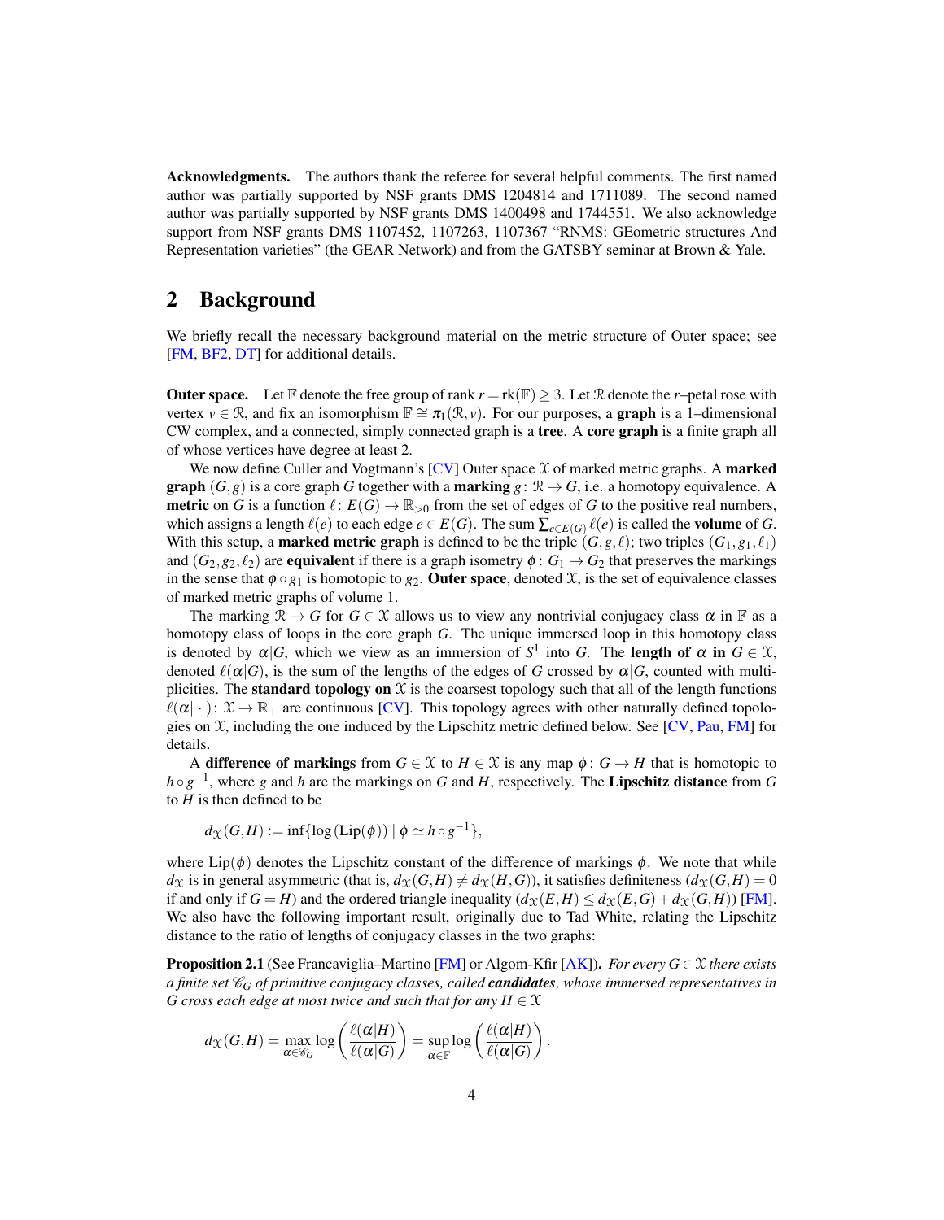**Acknowledgments.** The authors thank the referee for several helpful comments. The first named author was partially supported by NSF grants DMS 1204814 and 1711089. The second named author was partially supported by NSF grants DMS 1400498 and 1744551. We also acknowledge support from NSF grants DMS 1107452, 1107263, 1107367 "RNMS: GEometric structures And Representation varieties" (the GEAR Network) and from the GATSBY seminar at Brown & Yale.

## 2 Background

We briefly recall the necessary background material on the metric structure of Outer space; see [FM, BF2, DT] for additional details.

**Outer space.** Let $\mathbb{F}$ denote the free group of rank $r = \mathrm{rk}(\mathbb{F}) \geq 3$. Let $\mathcal{R}$ denote the $r$–petal rose with vertex $v \in \mathcal{R}$, and fix an isomorphism $\mathbb{F} \cong \pi_1(\mathcal{R}, v)$. For our purposes, a **graph** is a 1–dimensional CW complex, and a connected, simply connected graph is a **tree**. A **core graph** is a finite graph all of whose vertices have degree at least 2.

We now define Culler and Vogtmann's [CV] Outer space $\mathcal{X}$ of marked metric graphs. A **marked graph** $(G, g)$ is a core graph $G$ together with a **marking** $g\colon \mathcal{R} \to G$, i.e. a homotopy equivalence. A **metric** on $G$ is a function $\ell\colon E(G) \to \mathbb{R}_{>0}$ from the set of edges of $G$ to the positive real numbers, which assigns a length $\ell(e)$ to each edge $e \in E(G)$. The sum $\sum_{e \in E(G)} \ell(e)$ is called the **volume** of $G$. With this setup, a **marked metric graph** is defined to be the triple $(G, g, \ell)$; two triples $(G_1, g_1, \ell_1)$ and $(G_2, g_2, \ell_2)$ are **equivalent** if there is a graph isometry $\phi\colon G_1 \to G_2$ that preserves the markings in the sense that $\phi \circ g_1$ is homotopic to $g_2$. **Outer space**, denoted $\mathcal{X}$, is the set of equivalence classes of marked metric graphs of volume 1.

The marking $\mathcal{R} \to G$ for $G \in \mathcal{X}$ allows us to view any nontrivial conjugacy class $\alpha$ in $\mathbb{F}$ as a homotopy class of loops in the core graph $G$. The unique immersed loop in this homotopy class is denoted by $\alpha|G$, which we view as an immersion of $S^1$ into $G$. The **length of** $\alpha$ **in** $G \in \mathcal{X}$, denoted $\ell(\alpha|G)$, is the sum of the lengths of the edges of $G$ crossed by $\alpha|G$, counted with multiplicities. The **standard topology on** $\mathcal{X}$ is the coarsest topology such that all of the length functions $\ell(\alpha|\,\cdot\,)\colon \mathcal{X} \to \mathbb{R}_+$ are continuous [CV]. This topology agrees with other naturally defined topologies on $\mathcal{X}$, including the one induced by the Lipschitz metric defined below. See [CV, Pau, FM] for details.

A **difference of markings** from $G \in \mathcal{X}$ to $H \in \mathcal{X}$ is any map $\phi\colon G \to H$ that is homotopic to $h \circ g^{-1}$, where $g$ and $h$ are the markings on $G$ and $H$, respectively. The **Lipschitz distance** from $G$ to $H$ is then defined to be

$$d_{\mathcal{X}}(G,H) := \inf\{\log(\mathrm{Lip}(\phi)) \mid \phi \simeq h \circ g^{-1}\},$$

where $\mathrm{Lip}(\phi)$ denotes the Lipschitz constant of the difference of markings $\phi$. We note that while $d_{\mathcal{X}}$ is in general asymmetric (that is, $d_{\mathcal{X}}(G,H) \neq d_{\mathcal{X}}(H,G)$), it satisfies definiteness ($d_{\mathcal{X}}(G,H) = 0$ if and only if $G = H$) and the ordered triangle inequality ($d_{\mathcal{X}}(E,H) \leq d_{\mathcal{X}}(E,G) + d_{\mathcal{X}}(G,H)$) [FM]. We also have the following important result, originally due to Tad White, relating the Lipschitz distance to the ratio of lengths of conjugacy classes in the two graphs:

**Proposition 2.1** (See Francaviglia–Martino [FM] or Algom-Kfir [AK])**.** *For every $G \in \mathcal{X}$ there exists a finite set $\mathscr{C}_G$ of primitive conjugacy classes, called* ***candidates****, whose immersed representatives in $G$ cross each edge at most twice and such that for any $H \in \mathcal{X}$*

$$d_{\mathcal{X}}(G,H) = \max_{\alpha \in \mathscr{C}_G} \log\left(\frac{\ell(\alpha|H)}{\ell(\alpha|G)}\right) = \sup_{\alpha \in \mathbb{F}} \log\left(\frac{\ell(\alpha|H)}{\ell(\alpha|G)}\right).$$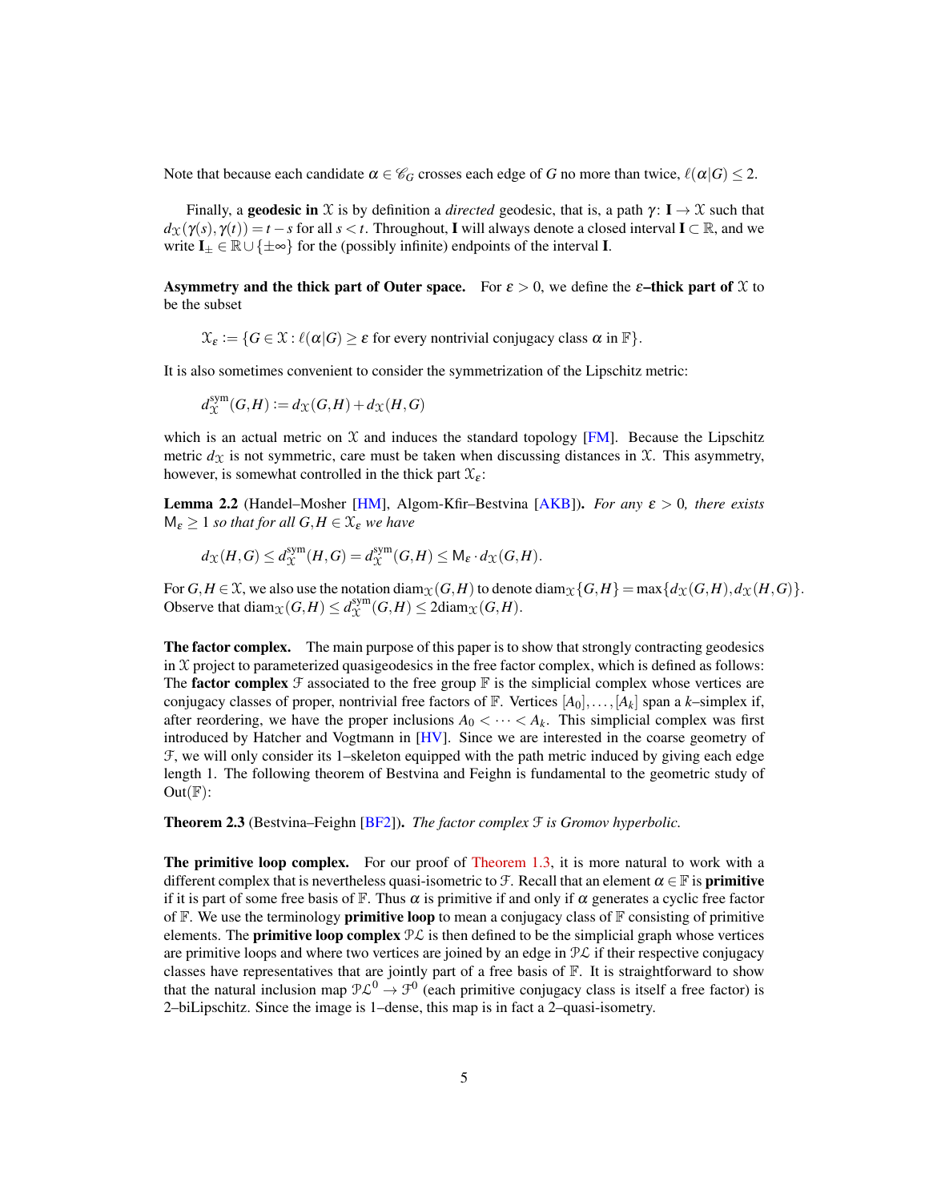Note that because each candidate $\alpha \in \mathscr{C}_G$ crosses each edge of $G$ no more than twice, $\ell(\alpha|G) \leq 2$.

Finally, a **geodesic in** $\mathcal{X}$ is by definition a *directed* geodesic, that is, a path $\gamma\colon \mathbf{I} \to \mathcal{X}$ such that $d_{\mathcal{X}}(\gamma(s), \gamma(t)) = t - s$ for all $s < t$. Throughout, $\mathbf{I}$ will always denote a closed interval $\mathbf{I} \subset \mathbb{R}$, and we write $\mathbf{I}_{\pm} \in \mathbb{R} \cup \{\pm\infty\}$ for the (possibly infinite) endpoints of the interval $\mathbf{I}$.

**Asymmetry and the thick part of Outer space.** For $\varepsilon > 0$, we define the **$\varepsilon$–thick part of** $\mathcal{X}$ to be the subset

$$\mathcal{X}_{\varepsilon} := \{G \in \mathcal{X} : \ell(\alpha|G) \geq \varepsilon \text{ for every nontrivial conjugacy class } \alpha \text{ in } \mathbb{F}\}.$$

It is also sometimes convenient to consider the symmetrization of the Lipschitz metric:

$$d_{\mathcal{X}}^{\mathrm{sym}}(G,H) := d_{\mathcal{X}}(G,H) + d_{\mathcal{X}}(H,G)$$

which is an actual metric on $\mathcal{X}$ and induces the standard topology [FM]. Because the Lipschitz metric $d_{\mathcal{X}}$ is not symmetric, care must be taken when discussing distances in $\mathcal{X}$. This asymmetry, however, is somewhat controlled in the thick part $\mathcal{X}_{\varepsilon}$:

**Lemma 2.2** (Handel–Mosher [HM], Algom-Kfir–Bestvina [AKB])**.** *For any $\varepsilon > 0$, there exists $\mathsf{M}_{\varepsilon} \geq 1$ so that for all $G, H \in \mathcal{X}_{\varepsilon}$ we have*

$$d_{\mathcal{X}}(H,G) \leq d_{\mathcal{X}}^{\mathrm{sym}}(H,G) = d_{\mathcal{X}}^{\mathrm{sym}}(G,H) \leq \mathsf{M}_{\varepsilon} \cdot d_{\mathcal{X}}(G,H).$$

For $G, H \in \mathcal{X}$, we also use the notation $\mathrm{diam}_{\mathcal{X}}(G,H)$ to denote $\mathrm{diam}_{\mathcal{X}}\{G,H\} = \max\{d_{\mathcal{X}}(G,H), d_{\mathcal{X}}(H,G)\}$. Observe that $\mathrm{diam}_{\mathcal{X}}(G,H) \leq d_{\mathcal{X}}^{\mathrm{sym}}(G,H) \leq 2\mathrm{diam}_{\mathcal{X}}(G,H)$.

**The factor complex.** The main purpose of this paper is to show that strongly contracting geodesics in $\mathcal{X}$ project to parameterized quasigeodesics in the free factor complex, which is defined as follows: The **factor complex** $\mathcal{F}$ associated to the free group $\mathbb{F}$ is the simplicial complex whose vertices are conjugacy classes of proper, nontrivial free factors of $\mathbb{F}$. Vertices $[A_0], \ldots, [A_k]$ span a $k$–simplex if, after reordering, we have the proper inclusions $A_0 < \cdots < A_k$. This simplicial complex was first introduced by Hatcher and Vogtmann in [HV]. Since we are interested in the coarse geometry of $\mathcal{F}$, we will only consider its 1–skeleton equipped with the path metric induced by giving each edge length 1. The following theorem of Bestvina and Feighn is fundamental to the geometric study of $\mathrm{Out}(\mathbb{F})$:

**Theorem 2.3** (Bestvina–Feighn [BF2])**.** *The factor complex $\mathcal{F}$ is Gromov hyperbolic.*

**The primitive loop complex.** For our proof of Theorem 1.3, it is more natural to work with a different complex that is nevertheless quasi-isometric to $\mathcal{F}$. Recall that an element $\alpha \in \mathbb{F}$ is **primitive** if it is part of some free basis of $\mathbb{F}$. Thus $\alpha$ is primitive if and only if $\alpha$ generates a cyclic free factor of $\mathbb{F}$. We use the terminology **primitive loop** to mean a conjugacy class of $\mathbb{F}$ consisting of primitive elements. The **primitive loop complex** $\mathcal{PL}$ is then defined to be the simplicial graph whose vertices are primitive loops and where two vertices are joined by an edge in $\mathcal{PL}$ if their respective conjugacy classes have representatives that are jointly part of a free basis of $\mathbb{F}$. It is straightforward to show that the natural inclusion map $\mathcal{PL}^0 \to \mathcal{F}^0$ (each primitive conjugacy class is itself a free factor) is 2–biLipschitz. Since the image is 1–dense, this map is in fact a 2–quasi-isometry.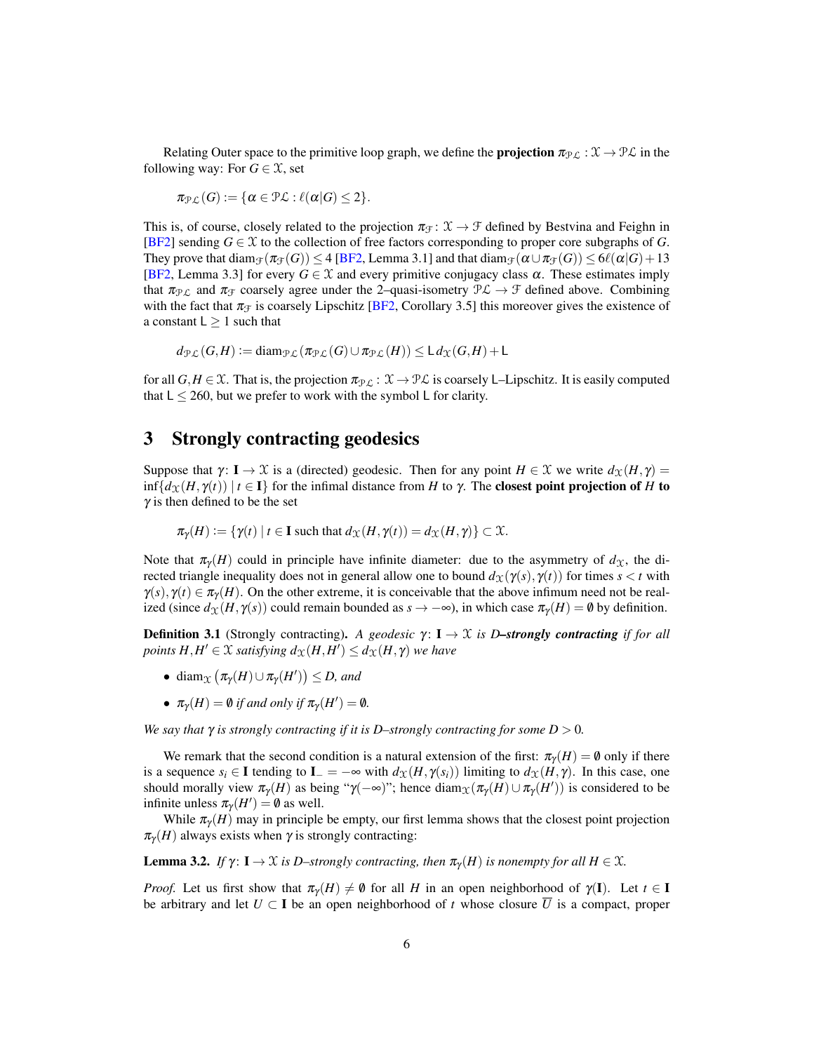Relating Outer space to the primitive loop graph, we define the **projection** $\pi_{\mathcal{PL}} : \mathcal{X} \to \mathcal{PL}$ in the following way: For $G \in \mathcal{X}$, set

$$\pi_{\mathcal{PL}}(G) := \{\alpha \in \mathcal{PL} : \ell(\alpha|G) \leq 2\}.$$

This is, of course, closely related to the projection $\pi_{\mathcal{F}} \colon \mathcal{X} \to \mathcal{F}$ defined by Bestvina and Feighn in [BF2] sending $G \in \mathcal{X}$ to the collection of free factors corresponding to proper core subgraphs of $G$. They prove that $\mathrm{diam}_{\mathcal{F}}(\pi_{\mathcal{F}}(G)) \leq 4$ [BF2, Lemma 3.1] and that $\mathrm{diam}_{\mathcal{F}}(\alpha \cup \pi_{\mathcal{F}}(G)) \leq 6\ell(\alpha|G) + 13$ [BF2, Lemma 3.3] for every $G \in \mathcal{X}$ and every primitive conjugacy class $\alpha$. These estimates imply that $\pi_{\mathcal{PL}}$ and $\pi_{\mathcal{F}}$ coarsely agree under the 2–quasi-isometry $\mathcal{PL} \to \mathcal{F}$ defined above. Combining with the fact that $\pi_{\mathcal{F}}$ is coarsely Lipschitz [BF2, Corollary 3.5] this moreover gives the existence of a constant $\mathsf{L} \geq 1$ such that

$$d_{\mathcal{PL}}(G,H) := \mathrm{diam}_{\mathcal{PL}}(\pi_{\mathcal{PL}}(G) \cup \pi_{\mathcal{PL}}(H)) \leq \mathsf{L}\, d_{\mathcal{X}}(G,H) + \mathsf{L}$$

for all $G,H \in \mathcal{X}$. That is, the projection $\pi_{\mathcal{PL}} : \mathcal{X} \to \mathcal{PL}$ is coarsely $\mathsf{L}$–Lipschitz. It is easily computed that $\mathsf{L} \leq 260$, but we prefer to work with the symbol $\mathsf{L}$ for clarity.

# 3 Strongly contracting geodesics

Suppose that $\gamma \colon \mathbf{I} \to \mathcal{X}$ is a (directed) geodesic. Then for any point $H \in \mathcal{X}$ we write $d_{\mathcal{X}}(H,\gamma) = \inf\{d_{\mathcal{X}}(H,\gamma(t)) \mid t \in \mathbf{I}\}$ for the infimal distance from $H$ to $\gamma$. The **closest point projection of** $H$ **to** $\gamma$ is then defined to be the set

$$\pi_\gamma(H) := \{\gamma(t) \mid t \in \mathbf{I} \text{ such that } d_{\mathcal{X}}(H,\gamma(t)) = d_{\mathcal{X}}(H,\gamma)\} \subset \mathcal{X}.$$

Note that $\pi_\gamma(H)$ could in principle have infinite diameter: due to the asymmetry of $d_{\mathcal{X}}$, the directed triangle inequality does not in general allow one to bound $d_{\mathcal{X}}(\gamma(s),\gamma(t))$ for times $s < t$ with $\gamma(s), \gamma(t) \in \pi_\gamma(H)$. On the other extreme, it is conceivable that the above infimum need not be realized (since $d_{\mathcal{X}}(H,\gamma(s))$ could remain bounded as $s \to -\infty$), in which case $\pi_\gamma(H) = \emptyset$ by definition.

**Definition 3.1** (Strongly contracting)**.** *A geodesic $\gamma \colon \mathbf{I} \to \mathcal{X}$ is $D$–**strongly contracting** if for all points $H, H' \in \mathcal{X}$ satisfying $d_{\mathcal{X}}(H,H') \leq d_{\mathcal{X}}(H,\gamma)$ we have*

- $\mathrm{diam}_{\mathcal{X}}\left(\pi_\gamma(H) \cup \pi_\gamma(H')\right) \leq D$*, and*
- $\pi_\gamma(H) = \emptyset$ *if and only if* $\pi_\gamma(H') = \emptyset$*.*

*We say that $\gamma$ is strongly contracting if it is $D$–strongly contracting for some $D > 0$.*

We remark that the second condition is a natural extension of the first: $\pi_\gamma(H) = \emptyset$ only if there is a sequence $s_i \in \mathbf{I}$ tending to $\mathbf{I}_- = -\infty$ with $d_{\mathcal{X}}(H,\gamma(s_i))$ limiting to $d_{\mathcal{X}}(H,\gamma)$. In this case, one should morally view $\pi_\gamma(H)$ as being "$\gamma(-\infty)$"; hence $\mathrm{diam}_{\mathcal{X}}(\pi_\gamma(H) \cup \pi_\gamma(H'))$ is considered to be infinite unless $\pi_\gamma(H') = \emptyset$ as well.

While $\pi_\gamma(H)$ may in principle be empty, our first lemma shows that the closest point projection $\pi_\gamma(H)$ always exists when $\gamma$ is strongly contracting:

**Lemma 3.2.** *If $\gamma \colon \mathbf{I} \to \mathcal{X}$ is $D$–strongly contracting, then $\pi_\gamma(H)$ is nonempty for all $H \in \mathcal{X}$.*

*Proof.* Let us first show that $\pi_\gamma(H) \neq \emptyset$ for all $H$ in an open neighborhood of $\gamma(\mathbf{I})$. Let $t \in \mathbf{I}$ be arbitrary and let $U \subset \mathbf{I}$ be an open neighborhood of $t$ whose closure $\overline{U}$ is a compact, proper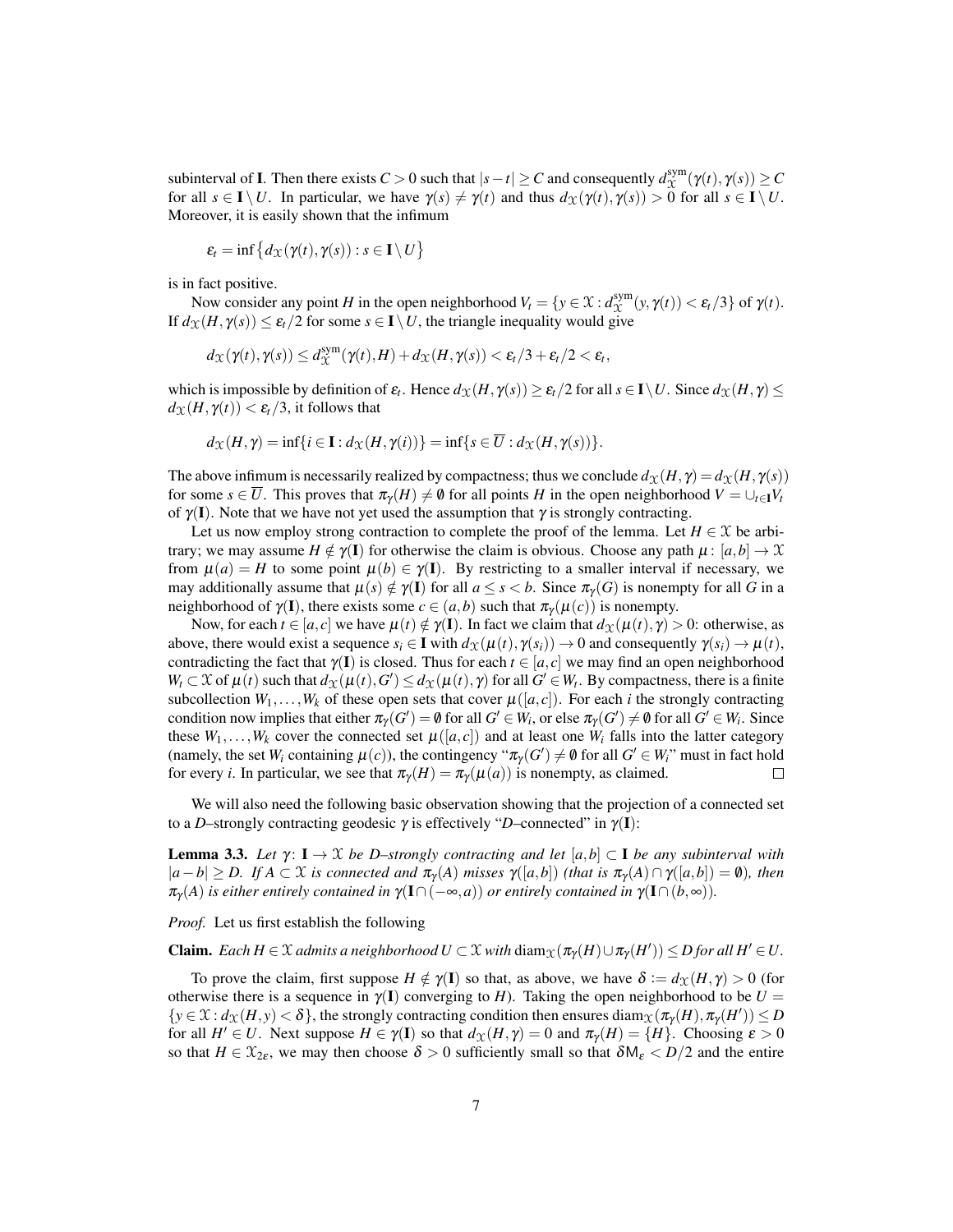subinterval of $\mathbf{I}$. Then there exists $C > 0$ such that $|s-t| \geq C$ and consequently $d^{\mathrm{sym}}_{\mathcal{X}}(\gamma(t), \gamma(s)) \geq C$ for all $s \in \mathbf{I} \setminus U$. In particular, we have $\gamma(s) \neq \gamma(t)$ and thus $d_{\mathcal{X}}(\gamma(t), \gamma(s)) > 0$ for all $s \in \mathbf{I} \setminus U$. Moreover, it is easily shown that the infimum

$$\varepsilon_t = \inf\{d_{\mathcal{X}}(\gamma(t), \gamma(s)) : s \in \mathbf{I} \setminus U\}$$

is in fact positive.

Now consider any point $H$ in the open neighborhood $V_t = \{y \in \mathcal{X} : d^{\mathrm{sym}}_{\mathcal{X}}(y, \gamma(t)) < \varepsilon_t/3\}$ of $\gamma(t)$. If $d_{\mathcal{X}}(H, \gamma(s)) \leq \varepsilon_t/2$ for some $s \in \mathbf{I} \setminus U$, the triangle inequality would give

$$d_{\mathcal{X}}(\gamma(t), \gamma(s)) \leq d^{\mathrm{sym}}_{\mathcal{X}}(\gamma(t), H) + d_{\mathcal{X}}(H, \gamma(s)) < \varepsilon_t/3 + \varepsilon_t/2 < \varepsilon_t,$$

which is impossible by definition of $\varepsilon_t$. Hence $d_{\mathcal{X}}(H, \gamma(s)) \geq \varepsilon_t/2$ for all $s \in \mathbf{I} \setminus U$. Since $d_{\mathcal{X}}(H, \gamma) \leq d_{\mathcal{X}}(H, \gamma(t)) < \varepsilon_t/3$, it follows that

$$d_{\mathcal{X}}(H, \gamma) = \inf\{i \in \mathbf{I} : d_{\mathcal{X}}(H, \gamma(i))\} = \inf\{s \in \overline{U} : d_{\mathcal{X}}(H, \gamma(s))\}.$$

The above infimum is necessarily realized by compactness; thus we conclude $d_{\mathcal{X}}(H, \gamma) = d_{\mathcal{X}}(H, \gamma(s))$ for some $s \in \overline{U}$. This proves that $\pi_\gamma(H) \neq \emptyset$ for all points $H$ in the open neighborhood $V = \cup_{t \in \mathbf{I}} V_t$ of $\gamma(\mathbf{I})$. Note that we have not yet used the assumption that $\gamma$ is strongly contracting.

Let us now employ strong contraction to complete the proof of the lemma. Let $H \in \mathcal{X}$ be arbitrary; we may assume $H \notin \gamma(\mathbf{I})$ for otherwise the claim is obvious. Choose any path $\mu : [a,b] \to \mathcal{X}$ from $\mu(a) = H$ to some point $\mu(b) \in \gamma(\mathbf{I})$. By restricting to a smaller interval if necessary, we may additionally assume that $\mu(s) \notin \gamma(\mathbf{I})$ for all $a \leq s < b$. Since $\pi_\gamma(G)$ is nonempty for all $G$ in a neighborhood of $\gamma(\mathbf{I})$, there exists some $c \in (a,b)$ such that $\pi_\gamma(\mu(c))$ is nonempty.

Now, for each $t \in [a,c]$ we have $\mu(t) \notin \gamma(\mathbf{I})$. In fact we claim that $d_{\mathcal{X}}(\mu(t), \gamma) > 0$: otherwise, as above, there would exist a sequence $s_i \in \mathbf{I}$ with $d_{\mathcal{X}}(\mu(t), \gamma(s_i)) \to 0$ and consequently $\gamma(s_i) \to \mu(t)$, contradicting the fact that $\gamma(\mathbf{I})$ is closed. Thus for each $t \in [a,c]$ we may find an open neighborhood $W_t \subset \mathcal{X}$ of $\mu(t)$ such that $d_{\mathcal{X}}(\mu(t), G') \leq d_{\mathcal{X}}(\mu(t), \gamma)$ for all $G' \in W_t$. By compactness, there is a finite subcollection $W_1, \ldots, W_k$ of these open sets that cover $\mu([a,c])$. For each $i$ the strongly contracting condition now implies that either $\pi_\gamma(G') = \emptyset$ for all $G' \in W_i$, or else $\pi_\gamma(G') \neq \emptyset$ for all $G' \in W_i$. Since these $W_1, \ldots, W_k$ cover the connected set $\mu([a,c])$ and at least one $W_i$ falls into the latter category (namely, the set $W_i$ containing $\mu(c)$), the contingency "$\pi_\gamma(G') \neq \emptyset$ for all $G' \in W_i$" must in fact hold for every $i$. In particular, we see that $\pi_\gamma(H) = \pi_\gamma(\mu(a))$ is nonempty, as claimed. $\square$

We will also need the following basic observation showing that the projection of a connected set to a $D$–strongly contracting geodesic $\gamma$ is effectively "$D$–connected" in $\gamma(\mathbf{I})$:

**Lemma 3.3.** *Let $\gamma : \mathbf{I} \to \mathcal{X}$ be $D$–strongly contracting and let $[a,b] \subset \mathbf{I}$ be any subinterval with $|a-b| \geq D$. If $A \subset \mathcal{X}$ is connected and $\pi_\gamma(A)$ misses $\gamma([a,b])$ (that is $\pi_\gamma(A) \cap \gamma([a,b]) = \emptyset$), then $\pi_\gamma(A)$ is either entirely contained in $\gamma(\mathbf{I} \cap (-\infty, a))$ or entirely contained in $\gamma(\mathbf{I} \cap (b, \infty))$.*

*Proof.* Let us first establish the following

**Claim.** *Each $H \in \mathcal{X}$ admits a neighborhood $U \subset \mathcal{X}$ with $\mathrm{diam}_{\mathcal{X}}(\pi_\gamma(H) \cup \pi_\gamma(H')) \leq D$ for all $H' \in U$.*

To prove the claim, first suppose $H \notin \gamma(\mathbf{I})$ so that, as above, we have $\delta := d_{\mathcal{X}}(H, \gamma) > 0$ (for otherwise there is a sequence in $\gamma(\mathbf{I})$ converging to $H$). Taking the open neighborhood to be $U = \{y \in \mathcal{X} : d_{\mathcal{X}}(H, y) < \delta\}$, the strongly contracting condition then ensures $\mathrm{diam}_{\mathcal{X}}(\pi_\gamma(H), \pi_\gamma(H')) \leq D$ for all $H' \in U$. Next suppose $H \in \gamma(\mathbf{I})$ so that $d_{\mathcal{X}}(H, \gamma) = 0$ and $\pi_\gamma(H) = \{H\}$. Choosing $\varepsilon > 0$ so that $H \in \mathcal{X}_{2\varepsilon}$, we may then choose $\delta > 0$ sufficiently small so that $\delta \mathsf{M}_\varepsilon < D/2$ and the entire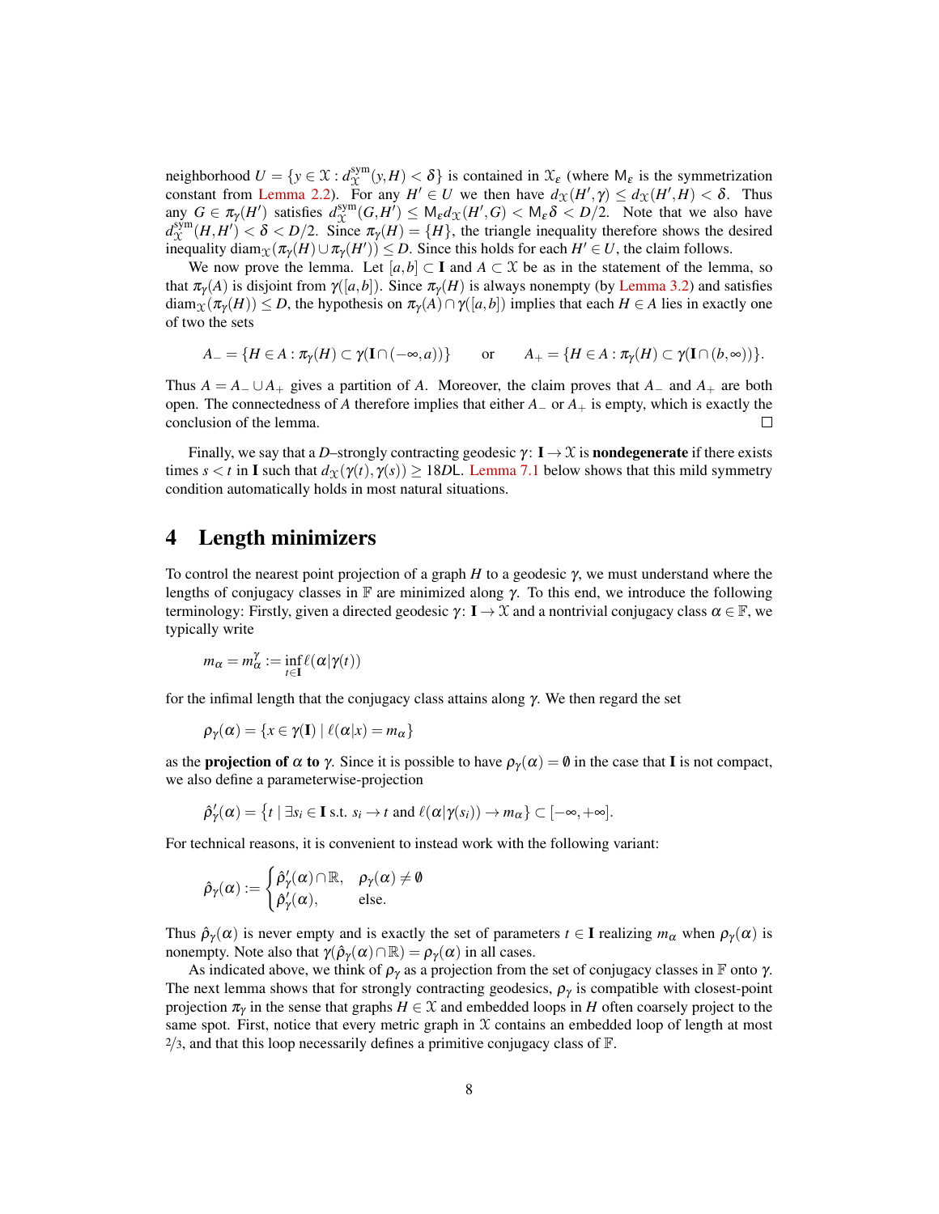neighborhood $U = \{y \in \mathcal{X} : d^{\mathrm{sym}}_{\mathcal{X}}(y,H) < \delta\}$ is contained in $\mathcal{X}_\varepsilon$ (where $\mathsf{M}_\varepsilon$ is the symmetrization constant from Lemma 2.2). For any $H' \in U$ we then have $d_{\mathcal{X}}(H',\gamma) \le d_{\mathcal{X}}(H',H) < \delta$. Thus any $G \in \pi_\gamma(H')$ satisfies $d^{\mathrm{sym}}_{\mathcal{X}}(G,H') \le \mathsf{M}_\varepsilon d_{\mathcal{X}}(H',G) < \mathsf{M}_\varepsilon \delta < D/2$. Note that we also have $d^{\mathrm{sym}}_{\mathcal{X}}(H,H') < \delta < D/2$. Since $\pi_\gamma(H) = \{H\}$, the triangle inequality therefore shows the desired inequality $\mathrm{diam}_{\mathcal{X}}(\pi_\gamma(H) \cup \pi_\gamma(H')) \le D$. Since this holds for each $H' \in U$, the claim follows.

We now prove the lemma. Let $[a,b] \subset \mathbf{I}$ and $A \subset \mathcal{X}$ be as in the statement of the lemma, so that $\pi_\gamma(A)$ is disjoint from $\gamma([a,b])$. Since $\pi_\gamma(H)$ is always nonempty (by Lemma 3.2) and satisfies $\mathrm{diam}_{\mathcal{X}}(\pi_\gamma(H)) \le D$, the hypothesis on $\pi_\gamma(A) \cap \gamma([a,b])$ implies that each $H \in A$ lies in exactly one of two the sets

$$A_- = \{H \in A : \pi_\gamma(H) \subset \gamma(\mathbf{I} \cap (-\infty, a))\} \qquad \text{or} \qquad A_+ = \{H \in A : \pi_\gamma(H) \subset \gamma(\mathbf{I} \cap (b, \infty))\}.$$

Thus $A = A_- \cup A_+$ gives a partition of $A$. Moreover, the claim proves that $A_-$ and $A_+$ are both open. The connectedness of $A$ therefore implies that either $A_-$ or $A_+$ is empty, which is exactly the conclusion of the lemma. $\square$

Finally, we say that a $D$–strongly contracting geodesic $\gamma\colon \mathbf{I} \to \mathcal{X}$ is **nondegenerate** if there exists times $s < t$ in $\mathbf{I}$ such that $d_{\mathcal{X}}(\gamma(t),\gamma(s)) \ge 18DL$. Lemma 7.1 below shows that this mild symmetry condition automatically holds in most natural situations.

# 4 Length minimizers

To control the nearest point projection of a graph $H$ to a geodesic $\gamma$, we must understand where the lengths of conjugacy classes in $\mathbb{F}$ are minimized along $\gamma$. To this end, we introduce the following terminology: Firstly, given a directed geodesic $\gamma\colon \mathbf{I} \to \mathcal{X}$ and a nontrivial conjugacy class $\alpha \in \mathbb{F}$, we typically write

$$m_\alpha = m^\gamma_\alpha := \inf_{t \in \mathbf{I}} \ell(\alpha | \gamma(t))$$

for the infimal length that the conjugacy class attains along $\gamma$. We then regard the set

$$\rho_\gamma(\alpha) = \{x \in \gamma(\mathbf{I}) \mid \ell(\alpha|x) = m_\alpha\}$$

as the **projection of** $\alpha$ **to** $\gamma$. Since it is possible to have $\rho_\gamma(\alpha) = \emptyset$ in the case that $\mathbf{I}$ is not compact, we also define a parameterwise-projection

$$\hat\rho'_\gamma(\alpha) = \left\{t \mid \exists s_i \in \mathbf{I} \text{ s.t. } s_i \to t \text{ and } \ell(\alpha|\gamma(s_i)) \to m_\alpha\right\} \subset [-\infty, +\infty].$$

For technical reasons, it is convenient to instead work with the following variant:

$$\hat\rho_\gamma(\alpha) := \begin{cases} \hat\rho'_\gamma(\alpha) \cap \mathbb{R}, & \rho_\gamma(\alpha) \neq \emptyset \\ \hat\rho'_\gamma(\alpha), & \text{else.} \end{cases}$$

Thus $\hat\rho_\gamma(\alpha)$ is never empty and is exactly the set of parameters $t \in \mathbf{I}$ realizing $m_\alpha$ when $\rho_\gamma(\alpha)$ is nonempty. Note also that $\gamma(\hat\rho_\gamma(\alpha) \cap \mathbb{R}) = \rho_\gamma(\alpha)$ in all cases.

As indicated above, we think of $\rho_\gamma$ as a projection from the set of conjugacy classes in $\mathbb{F}$ onto $\gamma$. The next lemma shows that for strongly contracting geodesics, $\rho_\gamma$ is compatible with closest-point projection $\pi_\gamma$ in the sense that graphs $H \in \mathcal{X}$ and embedded loops in $H$ often coarsely project to the same spot. First, notice that every metric graph in $\mathcal{X}$ contains an embedded loop of length at most $2/3$, and that this loop necessarily defines a primitive conjugacy class of $\mathbb{F}$.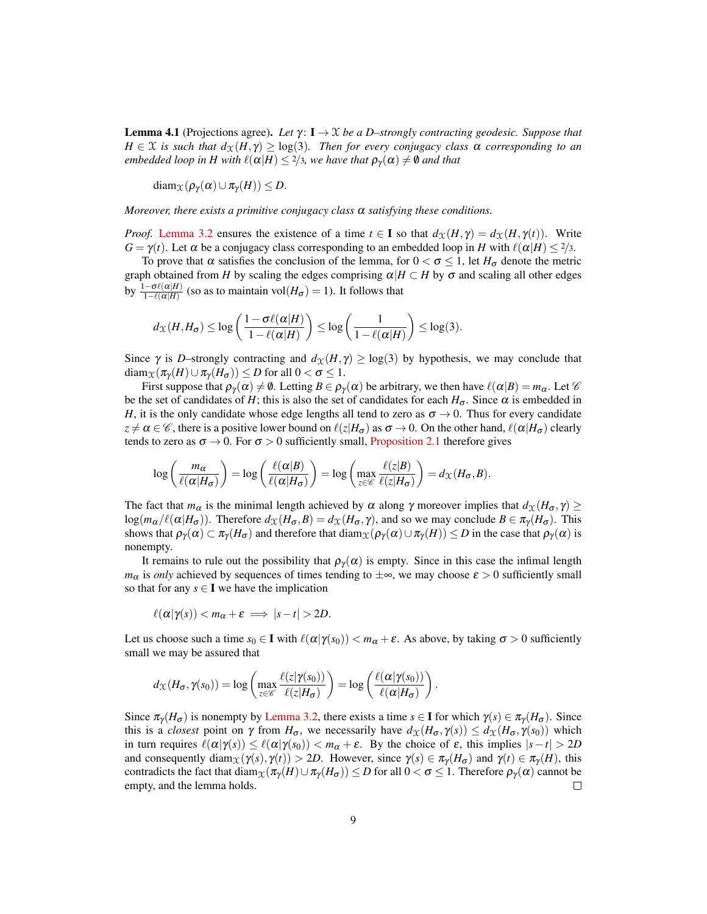**Lemma 4.1** (Projections agree)**.** *Let $\gamma\colon \mathbf{I} \to \mathcal{X}$ be a $D$–strongly contracting geodesic. Suppose that $H \in \mathcal{X}$ is such that $d_{\mathcal{X}}(H,\gamma) \geq \log(3)$. Then for every conjugacy class $\alpha$ corresponding to an embedded loop in $H$ with $\ell(\alpha|H) \leq 2/3$, we have that $\rho_\gamma(\alpha) \neq \emptyset$ and that*

$$\operatorname{diam}_{\mathcal{X}}(\rho_\gamma(\alpha) \cup \pi_\gamma(H)) \leq D.$$

*Moreover, there exists a primitive conjugacy class $\alpha$ satisfying these conditions.*

*Proof.* Lemma 3.2 ensures the existence of a time $t \in \mathbf{I}$ so that $d_{\mathcal{X}}(H,\gamma) = d_{\mathcal{X}}(H,\gamma(t))$. Write $G = \gamma(t)$. Let $\alpha$ be a conjugacy class corresponding to an embedded loop in $H$ with $\ell(\alpha|H) \leq 2/3$.

To prove that $\alpha$ satisfies the conclusion of the lemma, for $0 < \sigma \leq 1$, let $H_\sigma$ denote the metric graph obtained from $H$ by scaling the edges comprising $\alpha|H \subset H$ by $\sigma$ and scaling all other edges by $\frac{1-\sigma\ell(\alpha|H)}{1-\ell(\alpha|H)}$ (so as to maintain $\operatorname{vol}(H_\sigma) = 1$). It follows that

$$d_{\mathcal{X}}(H,H_\sigma) \leq \log\left(\frac{1-\sigma\ell(\alpha|H)}{1-\ell(\alpha|H)}\right) \leq \log\left(\frac{1}{1-\ell(\alpha|H)}\right) \leq \log(3).$$

Since $\gamma$ is $D$–strongly contracting and $d_{\mathcal{X}}(H,\gamma) \geq \log(3)$ by hypothesis, we may conclude that $\operatorname{diam}_{\mathcal{X}}(\pi_\gamma(H) \cup \pi_\gamma(H_\sigma)) \leq D$ for all $0 < \sigma \leq 1$.

First suppose that $\rho_\gamma(\alpha) \neq \emptyset$. Letting $B \in \rho_\gamma(\alpha)$ be arbitrary, we then have $\ell(\alpha|B) = m_\alpha$. Let $\mathscr{C}$ be the set of candidates of $H$; this is also the set of candidates for each $H_\sigma$. Since $\alpha$ is embedded in $H$, it is the only candidate whose edge lengths all tend to zero as $\sigma \to 0$. Thus for every candidate $z \neq \alpha \in \mathscr{C}$, there is a positive lower bound on $\ell(z|H_\sigma)$ as $\sigma \to 0$. On the other hand, $\ell(\alpha|H_\sigma)$ clearly tends to zero as $\sigma \to 0$. For $\sigma > 0$ sufficiently small, Proposition 2.1 therefore gives

$$\log\left(\frac{m_\alpha}{\ell(\alpha|H_\sigma)}\right) = \log\left(\frac{\ell(\alpha|B)}{\ell(\alpha|H_\sigma)}\right) = \log\left(\max_{z\in\mathscr{C}} \frac{\ell(z|B)}{\ell(z|H_\sigma)}\right) = d_{\mathcal{X}}(H_\sigma,B).$$

The fact that $m_\alpha$ is the minimal length achieved by $\alpha$ along $\gamma$ moreover implies that $d_{\mathcal{X}}(H_\sigma,\gamma) \geq \log(m_\alpha/\ell(\alpha|H_\sigma))$. Therefore $d_{\mathcal{X}}(H_\sigma,B) = d_{\mathcal{X}}(H_\sigma,\gamma)$, and so we may conclude $B \in \pi_\gamma(H_\sigma)$. This shows that $\rho_\gamma(\alpha) \subset \pi_\gamma(H_\sigma)$ and therefore that $\operatorname{diam}_{\mathcal{X}}(\rho_\gamma(\alpha) \cup \pi_\gamma(H)) \leq D$ in the case that $\rho_\gamma(\alpha)$ is nonempty.

It remains to rule out the possibility that $\rho_\gamma(\alpha)$ is empty. Since in this case the infimal length $m_\alpha$ is *only* achieved by sequences of times tending to $\pm\infty$, we may choose $\varepsilon > 0$ sufficiently small so that for any $s \in \mathbf{I}$ we have the implication

$$\ell(\alpha|\gamma(s)) < m_\alpha + \varepsilon \implies |s-t| > 2D.$$

Let us choose such a time $s_0 \in \mathbf{I}$ with $\ell(\alpha|\gamma(s_0)) < m_\alpha + \varepsilon$. As above, by taking $\sigma > 0$ sufficiently small we may be assured that

$$d_{\mathcal{X}}(H_\sigma,\gamma(s_0)) = \log\left(\max_{z\in\mathscr{C}} \frac{\ell(z|\gamma(s_0))}{\ell(z|H_\sigma)}\right) = \log\left(\frac{\ell(\alpha|\gamma(s_0))}{\ell(\alpha|H_\sigma)}\right).$$

Since $\pi_\gamma(H_\sigma)$ is nonempty by Lemma 3.2, there exists a time $s \in \mathbf{I}$ for which $\gamma(s) \in \pi_\gamma(H_\sigma)$. Since this is a *closest* point on $\gamma$ from $H_\sigma$, we necessarily have $d_{\mathcal{X}}(H_\sigma,\gamma(s)) \leq d_{\mathcal{X}}(H_\sigma,\gamma(s_0))$ which in turn requires $\ell(\alpha|\gamma(s)) \leq \ell(\alpha|\gamma(s_0)) < m_\alpha + \varepsilon$. By the choice of $\varepsilon$, this implies $|s-t| > 2D$ and consequently $\operatorname{diam}_{\mathcal{X}}(\gamma(s),\gamma(t)) > 2D$. However, since $\gamma(s) \in \pi_\gamma(H_\sigma)$ and $\gamma(t) \in \pi_\gamma(H)$, this contradicts the fact that $\operatorname{diam}_{\mathcal{X}}(\pi_\gamma(H) \cup \pi_\gamma(H_\sigma)) \leq D$ for all $0 < \sigma \leq 1$. Therefore $\rho_\gamma(\alpha)$ cannot be empty, and the lemma holds. ∎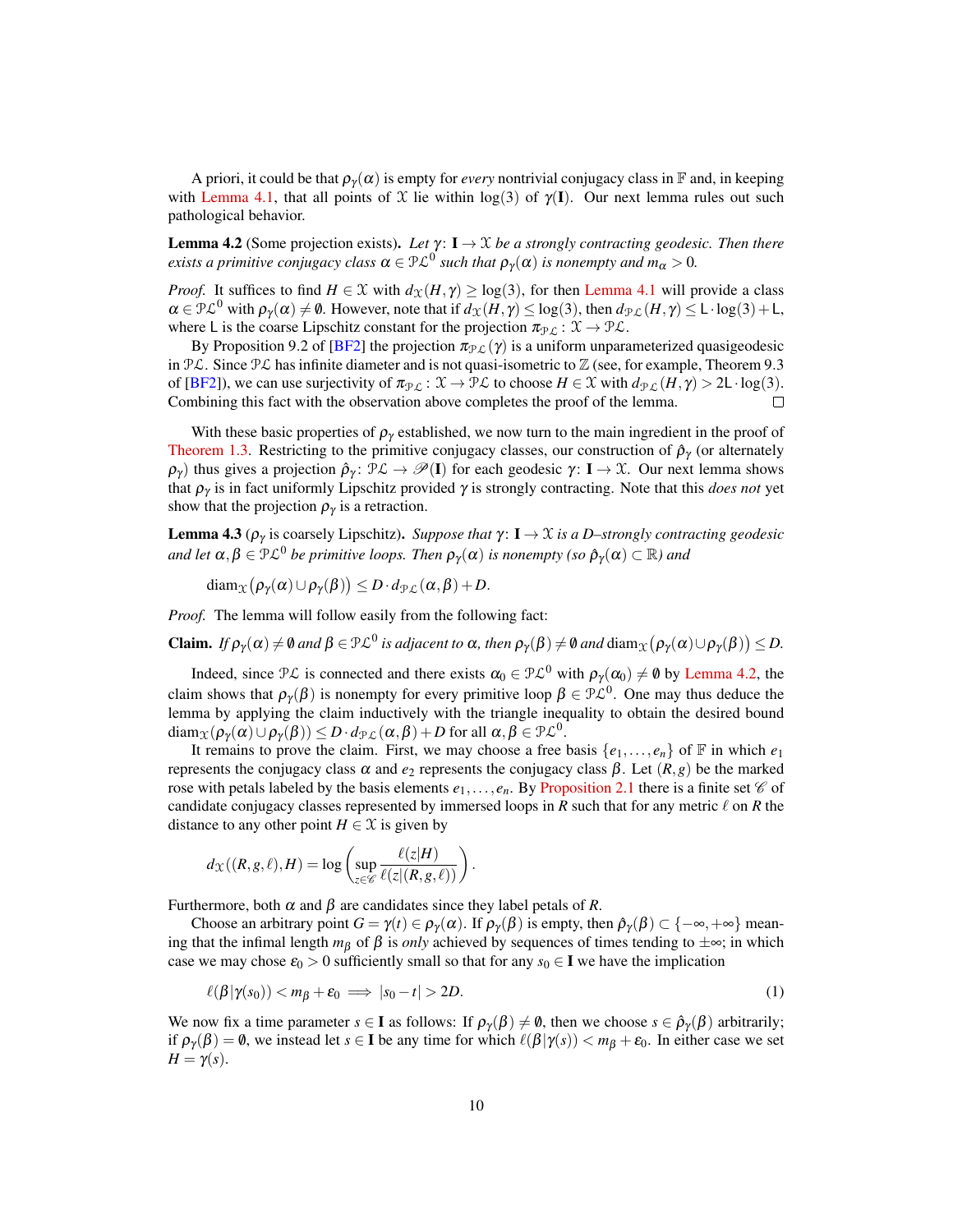A priori, it could be that $\rho_\gamma(\alpha)$ is empty for *every* nontrivial conjugacy class in $\mathbb{F}$ and, in keeping with Lemma 4.1, that all points of $\mathcal{X}$ lie within $\log(3)$ of $\gamma(\mathbf{I})$. Our next lemma rules out such pathological behavior.

**Lemma 4.2** (Some projection exists)**.** *Let $\gamma\colon \mathbf{I} \to \mathcal{X}$ be a strongly contracting geodesic. Then there exists a primitive conjugacy class $\alpha \in \mathcal{PL}^0$ such that $\rho_\gamma(\alpha)$ is nonempty and $m_\alpha > 0$.*

*Proof.* It suffices to find $H \in \mathcal{X}$ with $d_{\mathcal{X}}(H,\gamma) \geq \log(3)$, for then Lemma 4.1 will provide a class $\alpha \in \mathcal{PL}^0$ with $\rho_\gamma(\alpha) \neq \emptyset$. However, note that if $d_{\mathcal{X}}(H,\gamma) \leq \log(3)$, then $d_{\mathcal{PL}}(H,\gamma) \leq \mathsf{L}\cdot\log(3) + \mathsf{L}$, where $\mathsf{L}$ is the coarse Lipschitz constant for the projection $\pi_{\mathcal{PL}}\colon \mathcal{X} \to \mathcal{PL}$.

By Proposition 9.2 of [BF2] the projection $\pi_{\mathcal{PL}}(\gamma)$ is a uniform unparameterized quasigeodesic in $\mathcal{PL}$. Since $\mathcal{PL}$ has infinite diameter and is not quasi-isometric to $\mathbb{Z}$ (see, for example, Theorem 9.3 of [BF2]), we can use surjectivity of $\pi_{\mathcal{PL}}\colon \mathcal{X} \to \mathcal{PL}$ to choose $H \in \mathcal{X}$ with $d_{\mathcal{PL}}(H,\gamma) > 2\mathsf{L}\cdot\log(3)$. Combining this fact with the observation above completes the proof of the lemma. □

With these basic properties of $\rho_\gamma$ established, we now turn to the main ingredient in the proof of Theorem 1.3. Restricting to the primitive conjugacy classes, our construction of $\hat\rho_\gamma$ (or alternately $\rho_\gamma$) thus gives a projection $\hat\rho_\gamma\colon \mathcal{PL} \to \mathscr{P}(\mathbf{I})$ for each geodesic $\gamma\colon \mathbf{I} \to \mathcal{X}$. Our next lemma shows that $\rho_\gamma$ is in fact uniformly Lipschitz provided $\gamma$ is strongly contracting. Note that this *does not* yet show that the projection $\rho_\gamma$ is a retraction.

**Lemma 4.3** ($\rho_\gamma$ is coarsely Lipschitz)**.** *Suppose that $\gamma\colon \mathbf{I} \to \mathcal{X}$ is a $D$–strongly contracting geodesic and let $\alpha,\beta \in \mathcal{PL}^0$ be primitive loops. Then $\rho_\gamma(\alpha)$ is nonempty (so $\hat\rho_\gamma(\alpha) \subset \mathbb{R}$) and*

$$\mathrm{diam}_{\mathcal{X}}\big(\rho_\gamma(\alpha) \cup \rho_\gamma(\beta)\big) \leq D\cdot d_{\mathcal{PL}}(\alpha,\beta) + D.$$

*Proof.* The lemma will follow easily from the following fact:

**Claim.** *If $\rho_\gamma(\alpha) \neq \emptyset$ and $\beta \in \mathcal{PL}^0$ is adjacent to $\alpha$, then $\rho_\gamma(\beta) \neq \emptyset$ and $\mathrm{diam}_{\mathcal{X}}\big(\rho_\gamma(\alpha)\cup\rho_\gamma(\beta)\big) \leq D$.*

Indeed, since $\mathcal{PL}$ is connected and there exists $\alpha_0 \in \mathcal{PL}^0$ with $\rho_\gamma(\alpha_0) \neq \emptyset$ by Lemma 4.2, the claim shows that $\rho_\gamma(\beta)$ is nonempty for every primitive loop $\beta \in \mathcal{PL}^0$. One may thus deduce the lemma by applying the claim inductively with the triangle inequality to obtain the desired bound $\mathrm{diam}_{\mathcal{X}}(\rho_\gamma(\alpha)\cup\rho_\gamma(\beta)) \leq D\cdot d_{\mathcal{PL}}(\alpha,\beta) + D$ for all $\alpha,\beta \in \mathcal{PL}^0$.

It remains to prove the claim. First, we may choose a free basis $\{e_1,\dots,e_n\}$ of $\mathbb{F}$ in which $e_1$ represents the conjugacy class $\alpha$ and $e_2$ represents the conjugacy class $\beta$. Let $(R,g)$ be the marked rose with petals labeled by the basis elements $e_1,\dots,e_n$. By Proposition 2.1 there is a finite set $\mathscr{C}$ of candidate conjugacy classes represented by immersed loops in $R$ such that for any metric $\ell$ on $R$ the distance to any other point $H \in \mathcal{X}$ is given by

$$d_{\mathcal{X}}((R,g,\ell),H) = \log\left(\sup_{z\in\mathscr{C}} \frac{\ell(z|H)}{\ell(z|(R,g,\ell))}\right).$$

Furthermore, both $\alpha$ and $\beta$ are candidates since they label petals of $R$.

Choose an arbitrary point $G = \gamma(t) \in \rho_\gamma(\alpha)$. If $\rho_\gamma(\beta)$ is empty, then $\hat\rho_\gamma(\beta) \subset \{-\infty,+\infty\}$ meaning that the infimal length $m_\beta$ of $\beta$ is *only* achieved by sequences of times tending to $\pm\infty$; in which case we may chose $\varepsilon_0 > 0$ sufficiently small so that for any $s_0 \in \mathbf{I}$ we have the implication

$$\ell(\beta|\gamma(s_0)) < m_\beta + \varepsilon_0 \implies |s_0 - t| > 2D. \tag{1}$$

We now fix a time parameter $s \in \mathbf{I}$ as follows: If $\rho_\gamma(\beta) \neq \emptyset$, then we choose $s \in \hat\rho_\gamma(\beta)$ arbitrarily; if $\rho_\gamma(\beta) = \emptyset$, we instead let $s \in \mathbf{I}$ be any time for which $\ell(\beta|\gamma(s)) < m_\beta + \varepsilon_0$. In either case we set $H = \gamma(s)$.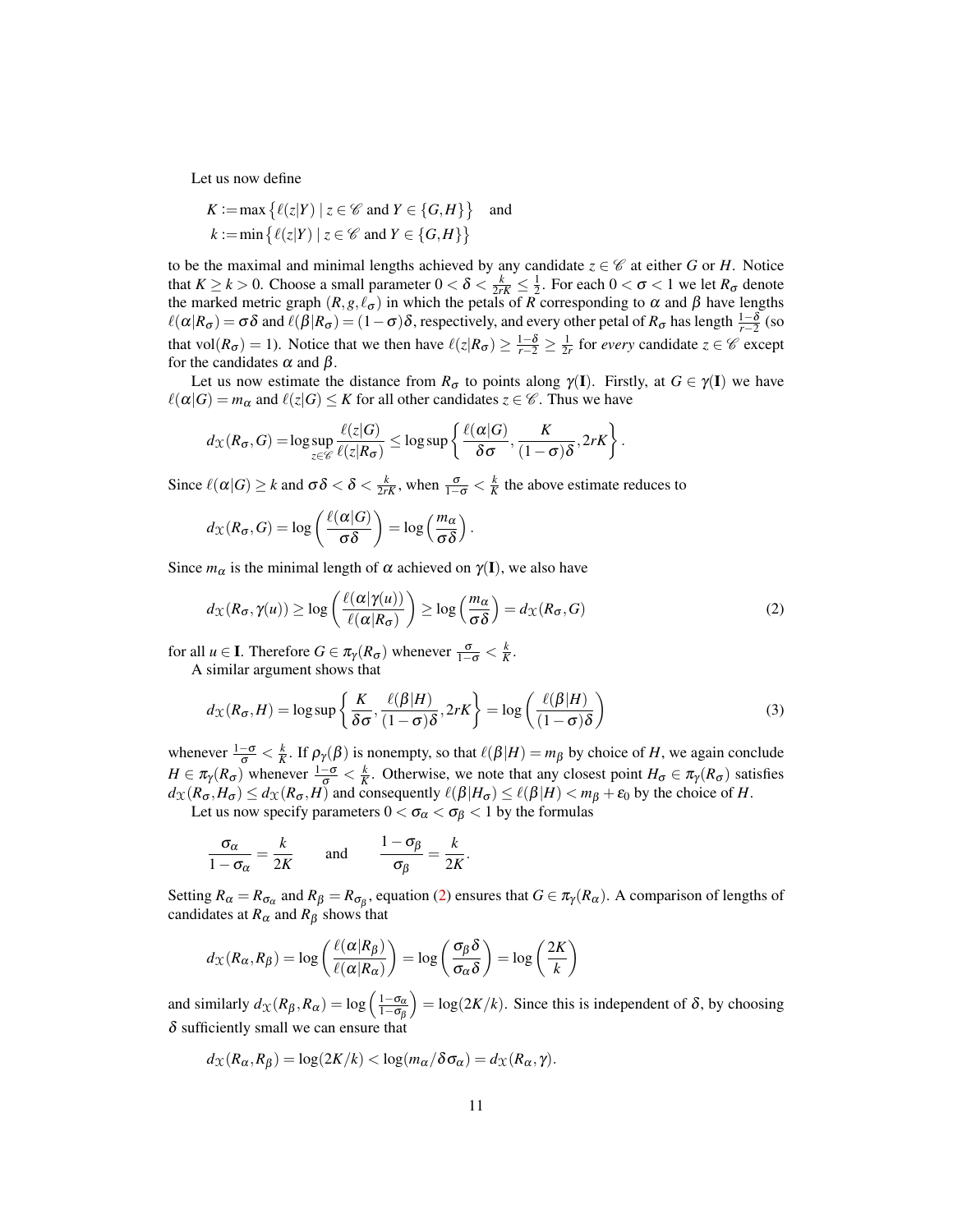Let us now define

$$K := \max\left\{\ell(z|Y) \mid z \in \mathscr{C} \text{ and } Y \in \{G,H\}\right\} \quad \text{and}$$
$$k := \min\left\{\ell(z|Y) \mid z \in \mathscr{C} \text{ and } Y \in \{G,H\}\right\}$$

to be the maximal and minimal lengths achieved by any candidate $z \in \mathscr{C}$ at either $G$ or $H$. Notice that $K \geq k > 0$. Choose a small parameter $0 < \delta < \frac{k}{2rK} \leq \frac{1}{2}$. For each $0 < \sigma < 1$ we let $R_\sigma$ denote the marked metric graph $(R, g, \ell_\sigma)$ in which the petals of $R$ corresponding to $\alpha$ and $\beta$ have lengths $\ell(\alpha|R_\sigma) = \sigma\delta$ and $\ell(\beta|R_\sigma) = (1-\sigma)\delta$, respectively, and every other petal of $R_\sigma$ has length $\frac{1-\delta}{r-2}$ (so that $\mathrm{vol}(R_\sigma) = 1$). Notice that we then have $\ell(z|R_\sigma) \geq \frac{1-\delta}{r-2} \geq \frac{1}{2r}$ for *every* candidate $z \in \mathscr{C}$ except for the candidates $\alpha$ and $\beta$.

Let us now estimate the distance from $R_\sigma$ to points along $\gamma(\mathbf{I})$. Firstly, at $G \in \gamma(\mathbf{I})$ we have $\ell(\alpha|G) = m_\alpha$ and $\ell(z|G) \leq K$ for all other candidates $z \in \mathscr{C}$. Thus we have

$$d_{\mathcal{X}}(R_\sigma, G) = \log \sup_{z \in \mathscr{C}} \frac{\ell(z|G)}{\ell(z|R_\sigma)} \leq \log \sup\left\{\frac{\ell(\alpha|G)}{\delta\sigma}, \frac{K}{(1-\sigma)\delta}, 2rK\right\}.$$

Since $\ell(\alpha|G) \geq k$ and $\sigma\delta < \delta < \frac{k}{2rK}$, when $\frac{\sigma}{1-\sigma} < \frac{k}{K}$ the above estimate reduces to

$$d_{\mathcal{X}}(R_\sigma, G) = \log\left(\frac{\ell(\alpha|G)}{\sigma\delta}\right) = \log\left(\frac{m_\alpha}{\sigma\delta}\right).$$

Since $m_\alpha$ is the minimal length of $\alpha$ achieved on $\gamma(\mathbf{I})$, we also have

$$d_{\mathcal{X}}(R_\sigma, \gamma(u)) \geq \log\left(\frac{\ell(\alpha|\gamma(u))}{\ell(\alpha|R_\sigma)}\right) \geq \log\left(\frac{m_\alpha}{\sigma\delta}\right) = d_{\mathcal{X}}(R_\sigma, G) \tag{2}$$

for all $u \in \mathbf{I}$. Therefore $G \in \pi_\gamma(R_\sigma)$ whenever $\frac{\sigma}{1-\sigma} < \frac{k}{K}$.

A similar argument shows that

$$d_{\mathcal{X}}(R_\sigma, H) = \log \sup\left\{\frac{K}{\delta\sigma}, \frac{\ell(\beta|H)}{(1-\sigma)\delta}, 2rK\right\} = \log\left(\frac{\ell(\beta|H)}{(1-\sigma)\delta}\right) \tag{3}$$

whenever $\frac{1-\sigma}{\sigma} < \frac{k}{K}$. If $\rho_\gamma(\beta)$ is nonempty, so that $\ell(\beta|H) = m_\beta$ by choice of $H$, we again conclude $H \in \pi_\gamma(R_\sigma)$ whenever $\frac{1-\sigma}{\sigma} < \frac{k}{K}$. Otherwise, we note that any closest point $H_\sigma \in \pi_\gamma(R_\sigma)$ satisfies $d_{\mathcal{X}}(R_\sigma, H_\sigma) \leq d_{\mathcal{X}}(R_\sigma, H)$ and consequently $\ell(\beta|H_\sigma) \leq \ell(\beta|H) < m_\beta + \varepsilon_0$ by the choice of $H$.

Let us now specify parameters $0 < \sigma_\alpha < \sigma_\beta < 1$ by the formulas

$$\frac{\sigma_\alpha}{1-\sigma_\alpha} = \frac{k}{2K} \qquad \text{and} \qquad \frac{1-\sigma_\beta}{\sigma_\beta} = \frac{k}{2K}.$$

Setting $R_\alpha = R_{\sigma_\alpha}$ and $R_\beta = R_{\sigma_\beta}$, equation (2) ensures that $G \in \pi_\gamma(R_\alpha)$. A comparison of lengths of candidates at $R_\alpha$ and $R_\beta$ shows that

$$d_{\mathcal{X}}(R_\alpha, R_\beta) = \log\left(\frac{\ell(\alpha|R_\beta)}{\ell(\alpha|R_\alpha)}\right) = \log\left(\frac{\sigma_\beta\delta}{\sigma_\alpha\delta}\right) = \log\left(\frac{2K}{k}\right)$$

and similarly $d_{\mathcal{X}}(R_\beta, R_\alpha) = \log\left(\frac{1-\sigma_\alpha}{1-\sigma_\beta}\right) = \log(2K/k)$. Since this is independent of $\delta$, by choosing $\delta$ sufficiently small we can ensure that

$$d_{\mathcal{X}}(R_\alpha, R_\beta) = \log(2K/k) < \log(m_\alpha/\delta\sigma_\alpha) = d_{\mathcal{X}}(R_\alpha, \gamma).$$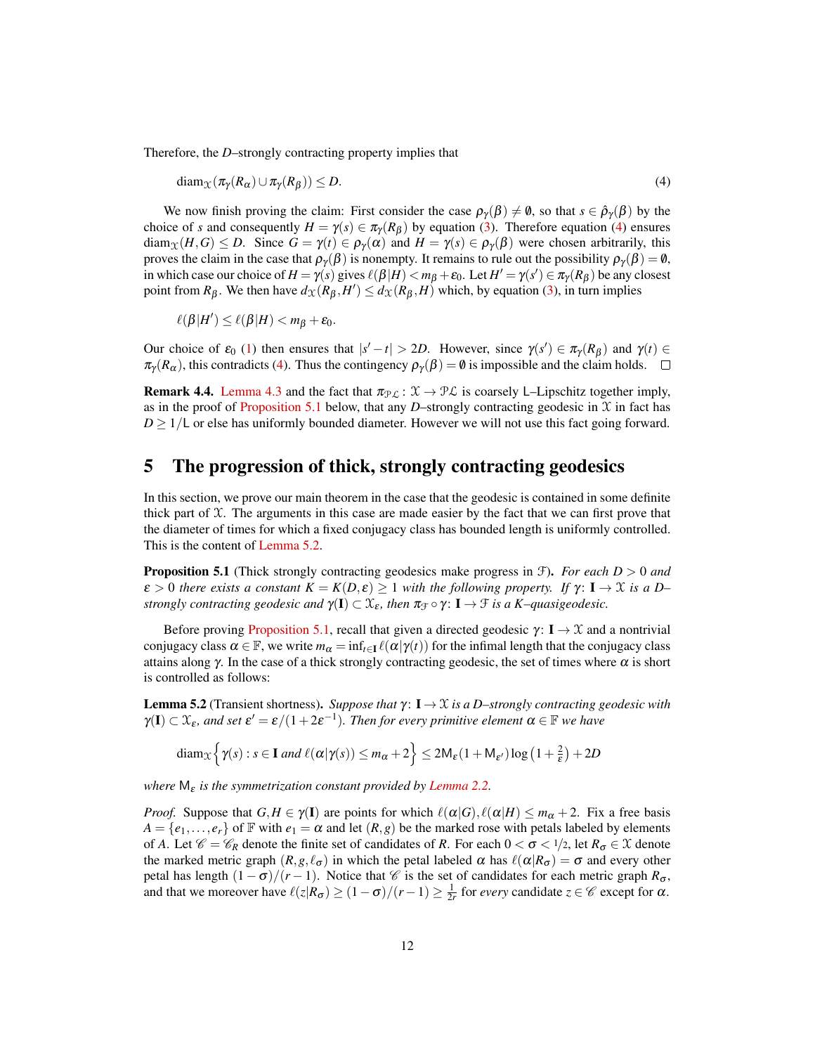Therefore, the $D$–strongly contracting property implies that

$$\mathrm{diam}_{\mathcal{X}}(\pi_\gamma(R_\alpha) \cup \pi_\gamma(R_\beta)) \leq D. \tag{4}$$

We now finish proving the claim: First consider the case $\rho_\gamma(\beta) \neq \emptyset$, so that $s \in \hat{\rho}_\gamma(\beta)$ by the choice of $s$ and consequently $H = \gamma(s) \in \pi_\gamma(R_\beta)$ by equation (3). Therefore equation (4) ensures $\mathrm{diam}_{\mathcal{X}}(H,G) \leq D$. Since $G = \gamma(t) \in \rho_\gamma(\alpha)$ and $H = \gamma(s) \in \rho_\gamma(\beta)$ were chosen arbitrarily, this proves the claim in the case that $\rho_\gamma(\beta)$ is nonempty. It remains to rule out the possibility $\rho_\gamma(\beta) = \emptyset$, in which case our choice of $H = \gamma(s)$ gives $\ell(\beta|H) < m_\beta + \varepsilon_0$. Let $H' = \gamma(s') \in \pi_\gamma(R_\beta)$ be any closest point from $R_\beta$. We then have $d_{\mathcal{X}}(R_\beta, H') \leq d_{\mathcal{X}}(R_\beta, H)$ which, by equation (3), in turn implies

$$\ell(\beta|H') \leq \ell(\beta|H) < m_\beta + \varepsilon_0.$$

Our choice of $\varepsilon_0$ (1) then ensures that $|s' - t| > 2D$. However, since $\gamma(s') \in \pi_\gamma(R_\beta)$ and $\gamma(t) \in \pi_\gamma(R_\alpha)$, this contradicts (4). Thus the contingency $\rho_\gamma(\beta) = \emptyset$ is impossible and the claim holds. $\square$

**Remark 4.4.** Lemma 4.3 and the fact that $\pi_{\mathcal{PL}} \colon \mathcal{X} \to \mathcal{PL}$ is coarsely $\mathsf{L}$–Lipschitz together imply, as in the proof of Proposition 5.1 below, that any $D$–strongly contracting geodesic in $\mathcal{X}$ in fact has $D \geq 1/\mathsf{L}$ or else has uniformly bounded diameter. However we will not use this fact going forward.

## 5 The progression of thick, strongly contracting geodesics

In this section, we prove our main theorem in the case that the geodesic is contained in some definite thick part of $\mathcal{X}$. The arguments in this case are made easier by the fact that we can first prove that the diameter of times for which a fixed conjugacy class has bounded length is uniformly controlled. This is the content of Lemma 5.2.

**Proposition 5.1** (Thick strongly contracting geodesics make progress in $\mathcal{F}$). *For each $D > 0$ and $\varepsilon > 0$ there exists a constant $K = K(D,\varepsilon) \geq 1$ with the following property. If $\gamma \colon \mathbf{I} \to \mathcal{X}$ is a $D$–strongly contracting geodesic and $\gamma(\mathbf{I}) \subset \mathcal{X}_\varepsilon$, then $\pi_{\mathcal{F}} \circ \gamma \colon \mathbf{I} \to \mathcal{F}$ is a $K$–quasigeodesic.*

Before proving Proposition 5.1, recall that given a directed geodesic $\gamma \colon \mathbf{I} \to \mathcal{X}$ and a nontrivial conjugacy class $\alpha \in \mathbb{F}$, we write $m_\alpha = \inf_{t \in \mathbf{I}} \ell(\alpha|\gamma(t))$ for the infimal length that the conjugacy class attains along $\gamma$. In the case of a thick strongly contracting geodesic, the set of times where $\alpha$ is short is controlled as follows:

**Lemma 5.2** (Transient shortness). *Suppose that $\gamma \colon \mathbf{I} \to \mathcal{X}$ is a $D$–strongly contracting geodesic with $\gamma(\mathbf{I}) \subset \mathcal{X}_\varepsilon$, and set $\varepsilon' = \varepsilon/(1+2\varepsilon^{-1})$. Then for every primitive element $\alpha \in \mathbb{F}$ we have*

$$\mathrm{diam}_{\mathcal{X}}\Big\{\gamma(s) : s \in \mathbf{I} \text{ and } \ell(\alpha|\gamma(s)) \leq m_\alpha + 2\Big\} \leq 2\mathsf{M}_\varepsilon(1+\mathsf{M}_{\varepsilon'})\log\left(1+\tfrac{2}{\varepsilon}\right) + 2D$$

*where $\mathsf{M}_\varepsilon$ is the symmetrization constant provided by Lemma 2.2.*

*Proof.* Suppose that $G,H \in \gamma(\mathbf{I})$ are points for which $\ell(\alpha|G), \ell(\alpha|H) \leq m_\alpha + 2$. Fix a free basis $A = \{e_1, \ldots, e_r\}$ of $\mathbb{F}$ with $e_1 = \alpha$ and let $(R,g)$ be the marked rose with petals labeled by elements of $A$. Let $\mathscr{C} = \mathscr{C}_R$ denote the finite set of candidates of $R$. For each $0 < \sigma < 1/2$, let $R_\sigma \in \mathcal{X}$ denote the marked metric graph $(R,g,\ell_\sigma)$ in which the petal labeled $\alpha$ has $\ell(\alpha|R_\sigma) = \sigma$ and every other petal has length $(1-\sigma)/(r-1)$. Notice that $\mathscr{C}$ is the set of candidates for each metric graph $R_\sigma$, and that we moreover have $\ell(z|R_\sigma) \geq (1-\sigma)/(r-1) \geq \frac{1}{2r}$ for *every* candidate $z \in \mathscr{C}$ except for $\alpha$.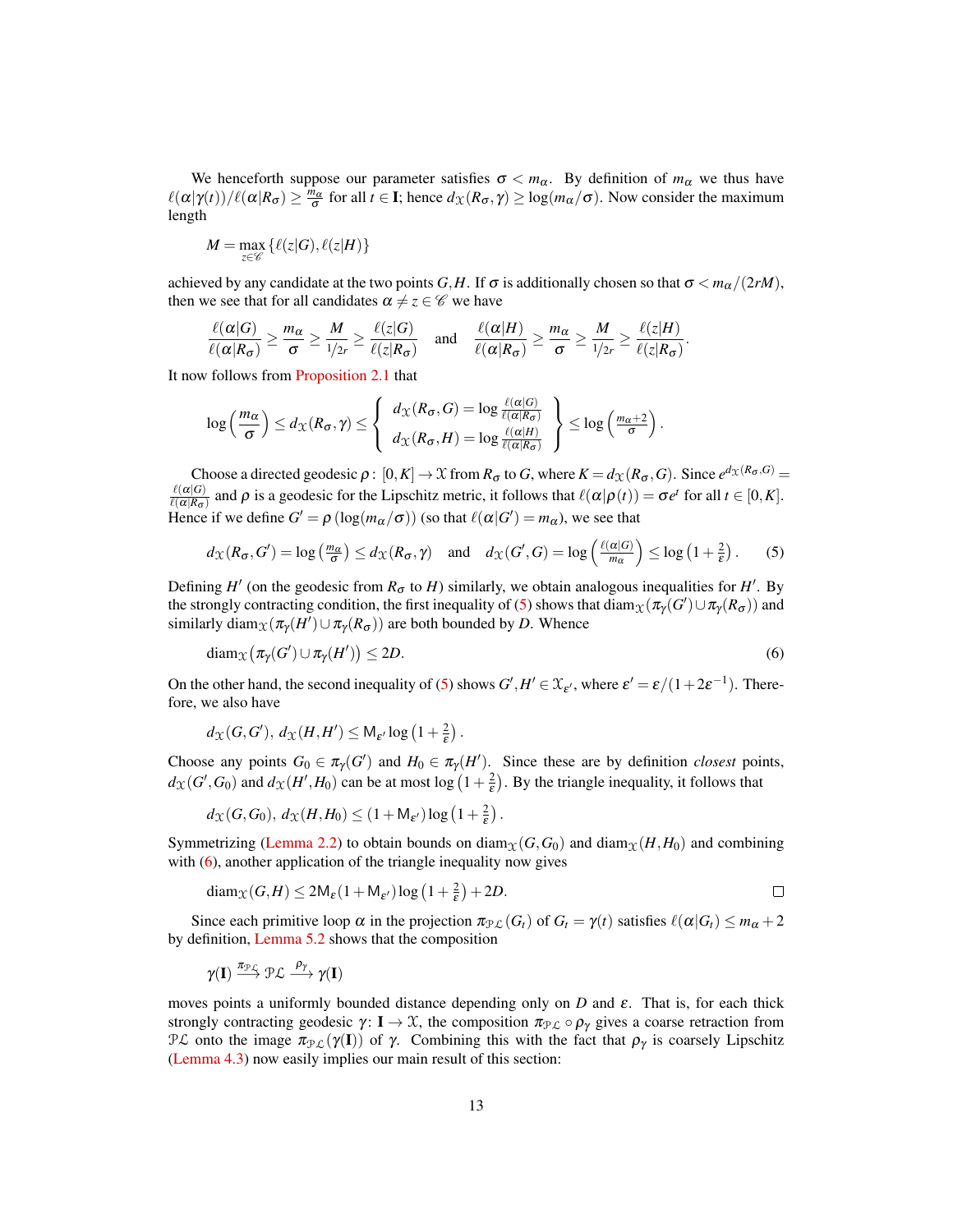We henceforth suppose our parameter satisfies $\sigma < m_\alpha$. By definition of $m_\alpha$ we thus have $\ell(\alpha|\gamma(t))/\ell(\alpha|R_\sigma) \geq \frac{m_\alpha}{\sigma}$ for all $t \in \mathbf{I}$; hence $d_{\mathcal{X}}(R_\sigma, \gamma) \geq \log(m_\alpha/\sigma)$. Now consider the maximum length

$$M = \max_{z \in \mathscr{C}} \{\ell(z|G), \ell(z|H)\}$$

achieved by any candidate at the two points $G, H$. If $\sigma$ is additionally chosen so that $\sigma < m_\alpha/(2rM)$, then we see that for all candidates $\alpha \neq z \in \mathscr{C}$ we have

$$\frac{\ell(\alpha|G)}{\ell(\alpha|R_\sigma)} \geq \frac{m_\alpha}{\sigma} \geq \frac{M}{1/2r} \geq \frac{\ell(z|G)}{\ell(z|R_\sigma)} \quad \text{and} \quad \frac{\ell(\alpha|H)}{\ell(\alpha|R_\sigma)} \geq \frac{m_\alpha}{\sigma} \geq \frac{M}{1/2r} \geq \frac{\ell(z|H)}{\ell(z|R_\sigma)}.$$

It now follows from Proposition 2.1 that

$$\log\left(\frac{m_\alpha}{\sigma}\right) \leq d_{\mathcal{X}}(R_\sigma, \gamma) \leq \left\{ \begin{array}{l} d_{\mathcal{X}}(R_\sigma, G) = \log \frac{\ell(\alpha|G)}{\ell(\alpha|R_\sigma)} \\ d_{\mathcal{X}}(R_\sigma, H) = \log \frac{\ell(\alpha|H)}{\ell(\alpha|R_\sigma)} \end{array} \right\} \leq \log\left(\tfrac{m_\alpha + 2}{\sigma}\right).$$

Choose a directed geodesic $\rho\colon [0,K] \to \mathcal{X}$ from $R_\sigma$ to $G$, where $K = d_{\mathcal{X}}(R_\sigma, G)$. Since $e^{d_{\mathcal{X}}(R_\sigma, G)} = \frac{\ell(\alpha|G)}{\ell(\alpha|R_\sigma)}$ and $\rho$ is a geodesic for the Lipschitz metric, it follows that $\ell(\alpha|\rho(t)) = \sigma e^t$ for all $t \in [0,K]$. Hence if we define $G' = \rho\left(\log(m_\alpha/\sigma)\right)$ (so that $\ell(\alpha|G') = m_\alpha$), we see that

$$d_{\mathcal{X}}(R_\sigma, G') = \log\left(\tfrac{m_\alpha}{\sigma}\right) \leq d_{\mathcal{X}}(R_\sigma, \gamma) \quad \text{and} \quad d_{\mathcal{X}}(G', G) = \log\left(\tfrac{\ell(\alpha|G)}{m_\alpha}\right) \leq \log\left(1 + \tfrac{2}{\varepsilon}\right). \tag{5}$$

Defining $H'$ (on the geodesic from $R_\sigma$ to $H$) similarly, we obtain analogous inequalities for $H'$. By the strongly contracting condition, the first inequality of (5) shows that $\operatorname{diam}_{\mathcal{X}}(\pi_\gamma(G') \cup \pi_\gamma(R_\sigma))$ and similarly $\operatorname{diam}_{\mathcal{X}}(\pi_\gamma(H') \cup \pi_\gamma(R_\sigma))$ are both bounded by $D$. Whence

$$\operatorname{diam}_{\mathcal{X}}\left(\pi_\gamma(G') \cup \pi_\gamma(H')\right) \leq 2D. \tag{6}$$

On the other hand, the second inequality of (5) shows $G', H' \in \mathcal{X}_{\varepsilon'}$, where $\varepsilon' = \varepsilon/(1 + 2\varepsilon^{-1})$. Therefore, we also have

$$d_{\mathcal{X}}(G, G'),\ d_{\mathcal{X}}(H, H') \leq \mathsf{M}_{\varepsilon'} \log\left(1 + \tfrac{2}{\varepsilon}\right).$$

Choose any points $G_0 \in \pi_\gamma(G')$ and $H_0 \in \pi_\gamma(H')$. Since these are by definition *closest* points, $d_{\mathcal{X}}(G', G_0)$ and $d_{\mathcal{X}}(H', H_0)$ can be at most $\log\left(1 + \frac{2}{\varepsilon}\right)$. By the triangle inequality, it follows that

$$d_{\mathcal{X}}(G, G_0),\ d_{\mathcal{X}}(H, H_0) \leq (1 + \mathsf{M}_{\varepsilon'}) \log\left(1 + \tfrac{2}{\varepsilon}\right).$$

Symmetrizing (Lemma 2.2) to obtain bounds on $\operatorname{diam}_{\mathcal{X}}(G, G_0)$ and $\operatorname{diam}_{\mathcal{X}}(H, H_0)$ and combining with (6), another application of the triangle inequality now gives

$$\operatorname{diam}_{\mathcal{X}}(G, H) \leq 2\mathsf{M}_\varepsilon(1 + \mathsf{M}_{\varepsilon'}) \log\left(1 + \tfrac{2}{\varepsilon}\right) + 2D.$$

□

Since each primitive loop $\alpha$ in the projection $\pi_{\mathcal{PL}}(G_t)$ of $G_t = \gamma(t)$ satisfies $\ell(\alpha|G_t) \leq m_\alpha + 2$ by definition, Lemma 5.2 shows that the composition

$$\gamma(\mathbf{I}) \xrightarrow{\pi_{\mathcal{PL}}} \mathcal{PL} \xrightarrow{\rho_\gamma} \gamma(\mathbf{I})$$

moves points a uniformly bounded distance depending only on $D$ and $\varepsilon$. That is, for each thick strongly contracting geodesic $\gamma\colon \mathbf{I} \to \mathcal{X}$, the composition $\pi_{\mathcal{PL}} \circ \rho_\gamma$ gives a coarse retraction from $\mathcal{PL}$ onto the image $\pi_{\mathcal{PL}}(\gamma(\mathbf{I}))$ of $\gamma$. Combining this with the fact that $\rho_\gamma$ is coarsely Lipschitz (Lemma 4.3) now easily implies our main result of this section: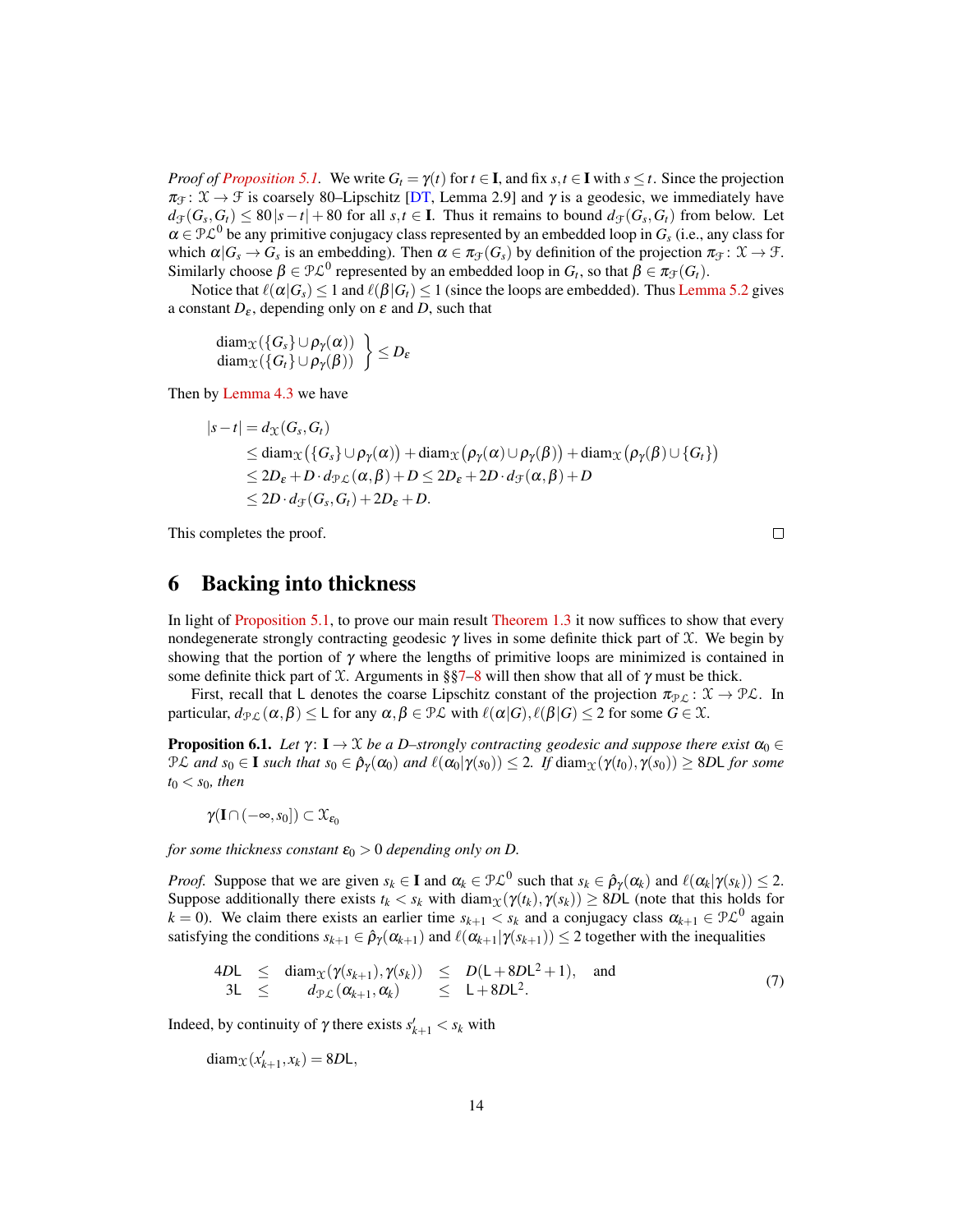*Proof of Proposition 5.1.* We write $G_t = \gamma(t)$ for $t \in \mathbf{I}$, and fix $s,t \in \mathbf{I}$ with $s \leq t$. Since the projection $\pi_{\mathcal{F}} \colon \mathcal{X} \to \mathcal{F}$ is coarsely 80–Lipschitz [DT, Lemma 2.9] and $\gamma$ is a geodesic, we immediately have $d_{\mathcal{F}}(G_s, G_t) \leq 80|s-t| + 80$ for all $s,t \in \mathbf{I}$. Thus it remains to bound $d_{\mathcal{F}}(G_s,G_t)$ from below. Let $\alpha \in \mathcal{PL}^0$ be any primitive conjugacy class represented by an embedded loop in $G_s$ (i.e., any class for which $\alpha|G_s \to G_s$ is an embedding). Then $\alpha \in \pi_{\mathcal{F}}(G_s)$ by definition of the projection $\pi_{\mathcal{F}} \colon \mathcal{X} \to \mathcal{F}$. Similarly choose $\beta \in \mathcal{PL}^0$ represented by an embedded loop in $G_t$, so that $\beta \in \pi_{\mathcal{F}}(G_t)$.

Notice that $\ell(\alpha|G_s) \leq 1$ and $\ell(\beta|G_t) \leq 1$ (since the loops are embedded). Thus Lemma 5.2 gives a constant $D_\varepsilon$, depending only on $\varepsilon$ and $D$, such that

$$\left.\begin{array}{l} \operatorname{diam}_{\mathcal{X}}(\{G_s\} \cup \rho_\gamma(\alpha)) \\ \operatorname{diam}_{\mathcal{X}}(\{G_t\} \cup \rho_\gamma(\beta)) \end{array}\right\} \leq D_\varepsilon$$

Then by Lemma 4.3 we have

$$\begin{aligned}
|s-t| &= d_{\mathcal{X}}(G_s, G_t) \\
&\leq \operatorname{diam}_{\mathcal{X}}\big(\{G_s\} \cup \rho_\gamma(\alpha)\big) + \operatorname{diam}_{\mathcal{X}}\big(\rho_\gamma(\alpha) \cup \rho_\gamma(\beta)\big) + \operatorname{diam}_{\mathcal{X}}\big(\rho_\gamma(\beta) \cup \{G_t\}\big) \\
&\leq 2D_\varepsilon + D \cdot d_{\mathcal{PL}}(\alpha,\beta) + D \leq 2D_\varepsilon + 2D \cdot d_{\mathcal{F}}(\alpha,\beta) + D \\
&\leq 2D \cdot d_{\mathcal{F}}(G_s,G_t) + 2D_\varepsilon + D.
\end{aligned}$$

This completes the proof. ∎

# 6 Backing into thickness

In light of Proposition 5.1, to prove our main result Theorem 1.3 it now suffices to show that every nondegenerate strongly contracting geodesic $\gamma$ lives in some definite thick part of $\mathcal{X}$. We begin by showing that the portion of $\gamma$ where the lengths of primitive loops are minimized is contained in some definite thick part of $\mathcal{X}$. Arguments in §§7–8 will then show that all of $\gamma$ must be thick.

First, recall that $\mathsf{L}$ denotes the coarse Lipschitz constant of the projection $\pi_{\mathcal{PL}} \colon \mathcal{X} \to \mathcal{PL}$. In particular, $d_{\mathcal{PL}}(\alpha,\beta) \leq \mathsf{L}$ for any $\alpha,\beta \in \mathcal{PL}$ with $\ell(\alpha|G), \ell(\beta|G) \leq 2$ for some $G \in \mathcal{X}$.

**Proposition 6.1.** *Let $\gamma \colon \mathbf{I} \to \mathcal{X}$ be a $D$–strongly contracting geodesic and suppose there exist $\alpha_0 \in \mathcal{PL}$ and $s_0 \in \mathbf{I}$ such that $s_0 \in \hat{\rho}_\gamma(\alpha_0)$ and $\ell(\alpha_0|\gamma(s_0)) \leq 2$. If $\operatorname{diam}_{\mathcal{X}}(\gamma(t_0), \gamma(s_0)) \geq 8D\mathsf{L}$ for some $t_0 < s_0$, then*

$$\gamma(\mathbf{I} \cap (-\infty, s_0]) \subset \mathcal{X}_{\varepsilon_0}$$

*for some thickness constant $\varepsilon_0 > 0$ depending only on $D$.*

*Proof.* Suppose that we are given $s_k \in \mathbf{I}$ and $\alpha_k \in \mathcal{PL}^0$ such that $s_k \in \hat{\rho}_\gamma(\alpha_k)$ and $\ell(\alpha_k|\gamma(s_k)) \leq 2$. Suppose additionally there exists $t_k < s_k$ with $\operatorname{diam}_{\mathcal{X}}(\gamma(t_k), \gamma(s_k)) \geq 8D\mathsf{L}$ (note that this holds for $k = 0$). We claim there exists an earlier time $s_{k+1} < s_k$ and a conjugacy class $\alpha_{k+1} \in \mathcal{PL}^0$ again satisfying the conditions $s_{k+1} \in \hat{\rho}_\gamma(\alpha_{k+1})$ and $\ell(\alpha_{k+1}|\gamma(s_{k+1})) \leq 2$ together with the inequalities

$$\begin{array}{rcccl} 4D\mathsf{L} & \leq & \operatorname{diam}_{\mathcal{X}}(\gamma(s_{k+1}), \gamma(s_k)) & \leq & D(\mathsf{L} + 8D\mathsf{L}^2 + 1), \quad \text{and} \\ 3\mathsf{L} & \leq & d_{\mathcal{PL}}(\alpha_{k+1}, \alpha_k) & \leq & \mathsf{L} + 8D\mathsf{L}^2. \end{array} \tag{7}$$

Indeed, by continuity of $\gamma$ there exists $s'_{k+1} < s_k$ with

$$\operatorname{diam}_{\mathcal{X}}(x'_{k+1}, x_k) = 8D\mathsf{L},$$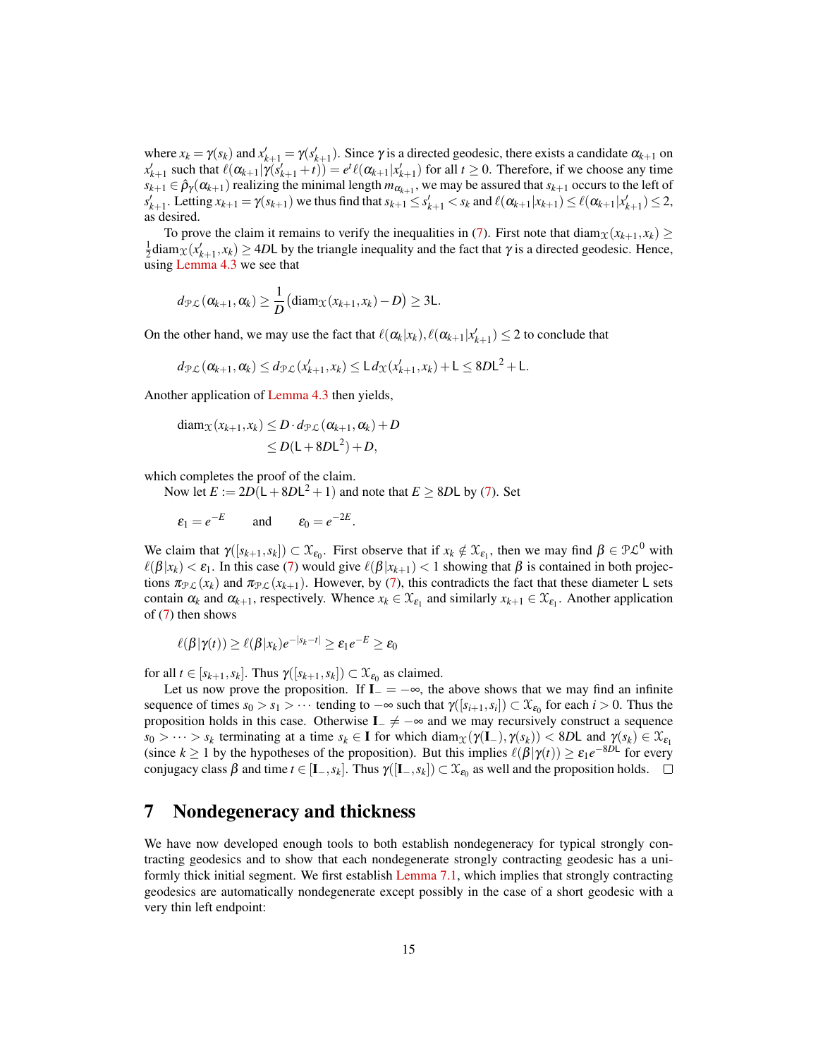where $x_k = \gamma(s_k)$ and $x'_{k+1} = \gamma(s'_{k+1})$. Since $\gamma$ is a directed geodesic, there exists a candidate $\alpha_{k+1}$ on $x'_{k+1}$ such that $\ell(\alpha_{k+1}|\gamma(s'_{k+1}+t)) = e^t \ell(\alpha_{k+1}|x'_{k+1})$ for all $t \geq 0$. Therefore, if we choose any time $s_{k+1} \in \hat{\rho}_\gamma(\alpha_{k+1})$ realizing the minimal length $m_{\alpha_{k+1}}$, we may be assured that $s_{k+1}$ occurs to the left of $s'_{k+1}$. Letting $x_{k+1} = \gamma(s_{k+1})$ we thus find that $s_{k+1} \leq s'_{k+1} < s_k$ and $\ell(\alpha_{k+1}|x_{k+1}) \leq \ell(\alpha_{k+1}|x'_{k+1}) \leq 2$, as desired.

To prove the claim it remains to verify the inequalities in (7). First note that $\mathrm{diam}_{\mathcal{X}}(x_{k+1}, x_k) \geq \frac{1}{2}\mathrm{diam}_{\mathcal{X}}(x'_{k+1}, x_k) \geq 4D\mathsf{L}$ by the triangle inequality and the fact that $\gamma$ is a directed geodesic. Hence, using Lemma 4.3 we see that

$$d_{\mathcal{PL}}(\alpha_{k+1}, \alpha_k) \geq \frac{1}{D}\big(\mathrm{diam}_{\mathcal{X}}(x_{k+1}, x_k) - D\big) \geq 3\mathsf{L}.$$

On the other hand, we may use the fact that $\ell(\alpha_k|x_k), \ell(\alpha_{k+1}|x'_{k+1}) \leq 2$ to conclude that

$$d_{\mathcal{PL}}(\alpha_{k+1}, \alpha_k) \leq d_{\mathcal{PL}}(x'_{k+1}, x_k) \leq \mathsf{L}\, d_{\mathcal{X}}(x'_{k+1}, x_k) + \mathsf{L} \leq 8D\mathsf{L}^2 + \mathsf{L}.$$

Another application of Lemma 4.3 then yields,

$$\begin{aligned}\mathrm{diam}_{\mathcal{X}}(x_{k+1}, x_k) &\leq D \cdot d_{\mathcal{PL}}(\alpha_{k+1}, \alpha_k) + D \\ &\leq D(\mathsf{L} + 8D\mathsf{L}^2) + D,\end{aligned}$$

which completes the proof of the claim.

Now let $E := 2D(\mathsf{L} + 8D\mathsf{L}^2 + 1)$ and note that $E \geq 8D\mathsf{L}$ by (7). Set

$$\varepsilon_1 = e^{-E} \qquad \text{and} \qquad \varepsilon_0 = e^{-2E}.$$

We claim that $\gamma([s_{k+1}, s_k]) \subset \mathcal{X}_{\varepsilon_0}$. First observe that if $x_k \notin \mathcal{X}_{\varepsilon_1}$, then we may find $\beta \in \mathcal{PL}^0$ with $\ell(\beta|x_k) < \varepsilon_1$. In this case (7) would give $\ell(\beta|x_{k+1}) < 1$ showing that $\beta$ is contained in both projections $\pi_{\mathcal{PL}}(x_k)$ and $\pi_{\mathcal{PL}}(x_{k+1})$. However, by (7), this contradicts the fact that these diameter $\mathsf{L}$ sets contain $\alpha_k$ and $\alpha_{k+1}$, respectively. Whence $x_k \in \mathcal{X}_{\varepsilon_1}$ and similarly $x_{k+1} \in \mathcal{X}_{\varepsilon_1}$. Another application of (7) then shows

$$\ell(\beta|\gamma(t)) \geq \ell(\beta|x_k)e^{-|s_k - t|} \geq \varepsilon_1 e^{-E} \geq \varepsilon_0$$

for all $t \in [s_{k+1}, s_k]$. Thus $\gamma([s_{k+1}, s_k]) \subset \mathcal{X}_{\varepsilon_0}$ as claimed.

Let us now prove the proposition. If $\mathbf{I}_- = -\infty$, the above shows that we may find an infinite sequence of times $s_0 > s_1 > \cdots$ tending to $-\infty$ such that $\gamma([s_{i+1}, s_i]) \subset \mathcal{X}_{\varepsilon_0}$ for each $i > 0$. Thus the proposition holds in this case. Otherwise $\mathbf{I}_- \neq -\infty$ and we may recursively construct a sequence $s_0 > \cdots > s_k$ terminating at a time $s_k \in \mathbf{I}$ for which $\mathrm{diam}_{\mathcal{X}}(\gamma(\mathbf{I}_-), \gamma(s_k)) < 8D\mathsf{L}$ and $\gamma(s_k) \in \mathcal{X}_{\varepsilon_1}$ (since $k \geq 1$ by the hypotheses of the proposition). But this implies $\ell(\beta|\gamma(t)) \geq \varepsilon_1 e^{-8D\mathsf{L}}$ for every conjugacy class $\beta$ and time $t \in [\mathbf{I}_-, s_k]$. Thus $\gamma([\mathbf{I}_-, s_k]) \subset \mathcal{X}_{\varepsilon_0}$ as well and the proposition holds. $\square$

# 7 Nondegeneracy and thickness

We have now developed enough tools to both establish nondegeneracy for typical strongly contracting geodesics and to show that each nondegenerate strongly contracting geodesic has a uniformly thick initial segment. We first establish Lemma 7.1, which implies that strongly contracting geodesics are automatically nondegenerate except possibly in the case of a short geodesic with a very thin left endpoint: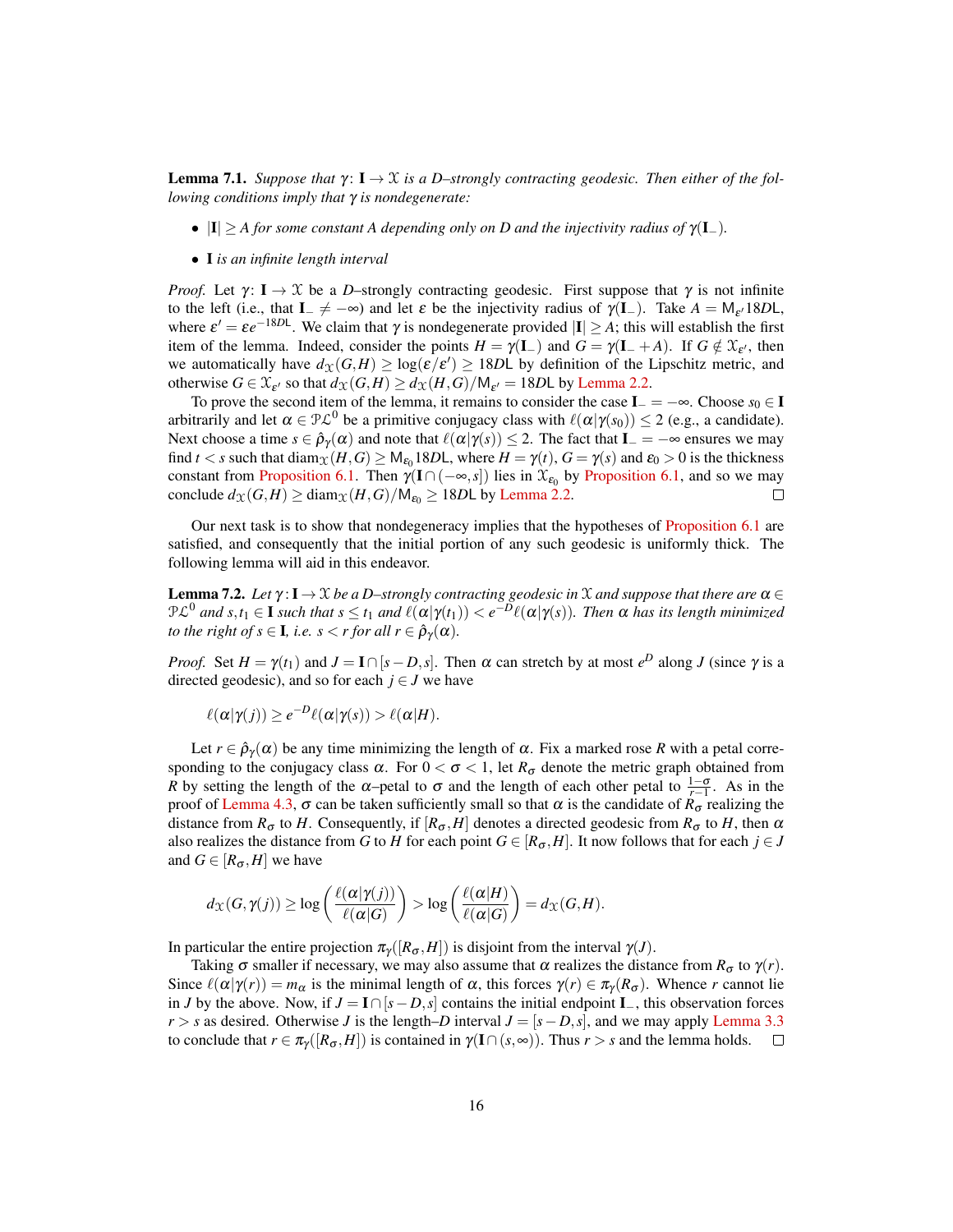**Lemma 7.1.** *Suppose that $\gamma\colon \mathbf{I} \to \mathcal{X}$ is a $D$–strongly contracting geodesic. Then either of the following conditions imply that $\gamma$ is nondegenerate:*

- $|\mathbf{I}| \geq A$ *for some constant $A$ depending only on $D$ and the injectivity radius of $\gamma(\mathbf{I}_-)$.*
- $\mathbf{I}$ *is an infinite length interval*

*Proof.* Let $\gamma\colon \mathbf{I} \to \mathcal{X}$ be a $D$–strongly contracting geodesic. First suppose that $\gamma$ is not infinite to the left (i.e., that $\mathbf{I}_- \neq -\infty$) and let $\varepsilon$ be the injectivity radius of $\gamma(\mathbf{I}_-)$. Take $A = \mathsf{M}_{\varepsilon'} 18D\mathsf{L}$, where $\varepsilon' = \varepsilon e^{-18D\mathsf{L}}$. We claim that $\gamma$ is nondegenerate provided $|\mathbf{I}| \geq A$; this will establish the first item of the lemma. Indeed, consider the points $H = \gamma(\mathbf{I}_-)$ and $G = \gamma(\mathbf{I}_- + A)$. If $G \notin \mathcal{X}_{\varepsilon'}$, then we automatically have $d_{\mathcal{X}}(G,H) \geq \log(\varepsilon/\varepsilon') \geq 18D\mathsf{L}$ by definition of the Lipschitz metric, and otherwise $G \in \mathcal{X}_{\varepsilon'}$ so that $d_{\mathcal{X}}(G,H) \geq d_{\mathcal{X}}(H,G)/\mathsf{M}_{\varepsilon'} = 18D\mathsf{L}$ by Lemma 2.2.

To prove the second item of the lemma, it remains to consider the case $\mathbf{I}_- = -\infty$. Choose $s_0 \in \mathbf{I}$ arbitrarily and let $\alpha \in \mathcal{PL}^0$ be a primitive conjugacy class with $\ell(\alpha|\gamma(s_0)) \leq 2$ (e.g., a candidate). Next choose a time $s \in \hat{\rho}_\gamma(\alpha)$ and note that $\ell(\alpha|\gamma(s)) \leq 2$. The fact that $\mathbf{I}_- = -\infty$ ensures we may find $t < s$ such that $\operatorname{diam}_{\mathcal{X}}(H,G) \geq \mathsf{M}_{\varepsilon_0} 18D\mathsf{L}$, where $H = \gamma(t)$, $G = \gamma(s)$ and $\varepsilon_0 > 0$ is the thickness constant from Proposition 6.1. Then $\gamma(\mathbf{I} \cap (-\infty, s])$ lies in $\mathcal{X}_{\varepsilon_0}$ by Proposition 6.1, and so we may conclude $d_{\mathcal{X}}(G,H) \geq \operatorname{diam}_{\mathcal{X}}(H,G)/\mathsf{M}_{\varepsilon_0} \geq 18D\mathsf{L}$ by Lemma 2.2. $\square$

Our next task is to show that nondegeneracy implies that the hypotheses of Proposition 6.1 are satisfied, and consequently that the initial portion of any such geodesic is uniformly thick. The following lemma will aid in this endeavor.

**Lemma 7.2.** *Let $\gamma\colon \mathbf{I} \to \mathcal{X}$ be a $D$–strongly contracting geodesic in $\mathcal{X}$ and suppose that there are $\alpha \in \mathcal{PL}^0$ and $s, t_1 \in \mathbf{I}$ such that $s \leq t_1$ and $\ell(\alpha|\gamma(t_1)) < e^{-D}\ell(\alpha|\gamma(s))$. Then $\alpha$ has its length minimized to the right of $s \in \mathbf{I}$, i.e. $s < r$ for all $r \in \hat{\rho}_\gamma(\alpha)$.*

*Proof.* Set $H = \gamma(t_1)$ and $J = \mathbf{I} \cap [s - D, s]$. Then $\alpha$ can stretch by at most $e^D$ along $J$ (since $\gamma$ is a directed geodesic), and so for each $j \in J$ we have

$$\ell(\alpha|\gamma(j)) \geq e^{-D}\ell(\alpha|\gamma(s)) > \ell(\alpha|H).$$

Let $r \in \hat{\rho}_\gamma(\alpha)$ be any time minimizing the length of $\alpha$. Fix a marked rose $R$ with a petal corresponding to the conjugacy class $\alpha$. For $0 < \sigma < 1$, let $R_\sigma$ denote the metric graph obtained from $R$ by setting the length of the $\alpha$–petal to $\sigma$ and the length of each other petal to $\frac{1-\sigma}{r-1}$. As in the proof of Lemma 4.3, $\sigma$ can be taken sufficiently small so that $\alpha$ is the candidate of $R_\sigma$ realizing the distance from $R_\sigma$ to $H$. Consequently, if $[R_\sigma, H]$ denotes a directed geodesic from $R_\sigma$ to $H$, then $\alpha$ also realizes the distance from $G$ to $H$ for each point $G \in [R_\sigma, H]$. It now follows that for each $j \in J$ and $G \in [R_\sigma, H]$ we have

$$d_{\mathcal{X}}(G, \gamma(j)) \geq \log\left(\frac{\ell(\alpha|\gamma(j))}{\ell(\alpha|G)}\right) > \log\left(\frac{\ell(\alpha|H)}{\ell(\alpha|G)}\right) = d_{\mathcal{X}}(G,H).$$

In particular the entire projection $\pi_\gamma([R_\sigma, H])$ is disjoint from the interval $\gamma(J)$.

Taking $\sigma$ smaller if necessary, we may also assume that $\alpha$ realizes the distance from $R_\sigma$ to $\gamma(r)$. Since $\ell(\alpha|\gamma(r)) = m_\alpha$ is the minimal length of $\alpha$, this forces $\gamma(r) \in \pi_\gamma(R_\sigma)$. Whence $r$ cannot lie in $J$ by the above. Now, if $J = \mathbf{I} \cap [s - D, s]$ contains the initial endpoint $\mathbf{I}_-$, this observation forces $r > s$ as desired. Otherwise $J$ is the length–$D$ interval $J = [s - D, s]$, and we may apply Lemma 3.3 to conclude that $r \in \pi_\gamma([R_\sigma, H])$ is contained in $\gamma(\mathbf{I} \cap (s, \infty))$. Thus $r > s$ and the lemma holds. $\square$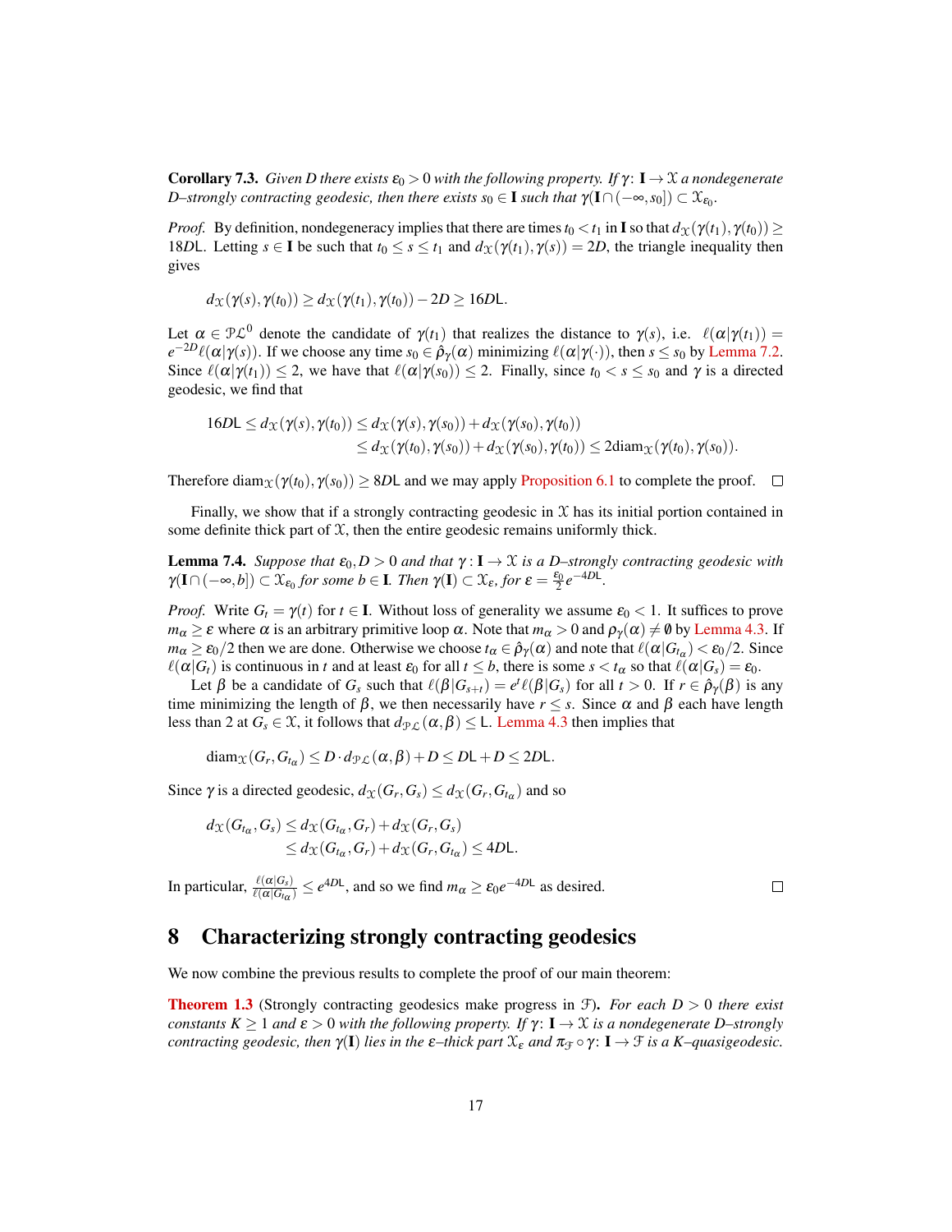**Corollary 7.3.** *Given $D$ there exists $\varepsilon_0 > 0$ with the following property. If $\gamma\colon \mathbf{I} \to \mathcal{X}$ a nondegenerate $D$–strongly contracting geodesic, then there exists $s_0 \in \mathbf{I}$ such that $\gamma(\mathbf{I} \cap (-\infty, s_0]) \subset \mathcal{X}_{\varepsilon_0}$.*

*Proof.* By definition, nondegeneracy implies that there are times $t_0 < t_1$ in $\mathbf{I}$ so that $d_{\mathcal{X}}(\gamma(t_1), \gamma(t_0)) \geq 18D\mathsf{L}$. Letting $s \in \mathbf{I}$ be such that $t_0 \leq s \leq t_1$ and $d_{\mathcal{X}}(\gamma(t_1), \gamma(s)) = 2D$, the triangle inequality then gives

$$d_{\mathcal{X}}(\gamma(s), \gamma(t_0)) \geq d_{\mathcal{X}}(\gamma(t_1), \gamma(t_0)) - 2D \geq 16D\mathsf{L}.$$

Let $\alpha \in \mathcal{PL}^0$ denote the candidate of $\gamma(t_1)$ that realizes the distance to $\gamma(s)$, i.e. $\ell(\alpha|\gamma(t_1)) = e^{-2D}\ell(\alpha|\gamma(s))$. If we choose any time $s_0 \in \hat{\rho}_\gamma(\alpha)$ minimizing $\ell(\alpha|\gamma(\cdot))$, then $s \leq s_0$ by Lemma 7.2. Since $\ell(\alpha|\gamma(t_1)) \leq 2$, we have that $\ell(\alpha|\gamma(s_0)) \leq 2$. Finally, since $t_0 < s \leq s_0$ and $\gamma$ is a directed geodesic, we find that

$$\begin{aligned}
16D\mathsf{L} \leq d_{\mathcal{X}}(\gamma(s), \gamma(t_0)) &\leq d_{\mathcal{X}}(\gamma(s), \gamma(s_0)) + d_{\mathcal{X}}(\gamma(s_0), \gamma(t_0)) \\
&\leq d_{\mathcal{X}}(\gamma(t_0), \gamma(s_0)) + d_{\mathcal{X}}(\gamma(s_0), \gamma(t_0)) \leq 2\mathrm{diam}_{\mathcal{X}}(\gamma(t_0), \gamma(s_0)).
\end{aligned}$$

Therefore $\mathrm{diam}_{\mathcal{X}}(\gamma(t_0), \gamma(s_0)) \geq 8D\mathsf{L}$ and we may apply Proposition 6.1 to complete the proof. $\square$

Finally, we show that if a strongly contracting geodesic in $\mathcal{X}$ has its initial portion contained in some definite thick part of $\mathcal{X}$, then the entire geodesic remains uniformly thick.

**Lemma 7.4.** *Suppose that $\varepsilon_0, D > 0$ and that $\gamma : \mathbf{I} \to \mathcal{X}$ is a $D$–strongly contracting geodesic with $\gamma(\mathbf{I} \cap (-\infty, b]) \subset \mathcal{X}_{\varepsilon_0}$ for some $b \in \mathbf{I}$. Then $\gamma(\mathbf{I}) \subset \mathcal{X}_\varepsilon$, for $\varepsilon = \frac{\varepsilon_0}{2}e^{-4D\mathsf{L}}$.*

*Proof.* Write $G_t = \gamma(t)$ for $t \in \mathbf{I}$. Without loss of generality we assume $\varepsilon_0 < 1$. It suffices to prove $m_\alpha \geq \varepsilon$ where $\alpha$ is an arbitrary primitive loop $\alpha$. Note that $m_\alpha > 0$ and $\rho_\gamma(\alpha) \neq \emptyset$ by Lemma 4.3. If $m_\alpha \geq \varepsilon_0/2$ then we are done. Otherwise we choose $t_\alpha \in \hat{\rho}_\gamma(\alpha)$ and note that $\ell(\alpha|G_{t_\alpha}) < \varepsilon_0/2$. Since $\ell(\alpha|G_t)$ is continuous in $t$ and at least $\varepsilon_0$ for all $t \leq b$, there is some $s < t_\alpha$ so that $\ell(\alpha|G_s) = \varepsilon_0$.

Let $\beta$ be a candidate of $G_s$ such that $\ell(\beta|G_{s+t}) = e^t\ell(\beta|G_s)$ for all $t > 0$. If $r \in \hat{\rho}_\gamma(\beta)$ is any time minimizing the length of $\beta$, we then necessarily have $r \leq s$. Since $\alpha$ and $\beta$ each have length less than 2 at $G_s \in \mathcal{X}$, it follows that $d_{\mathcal{PL}}(\alpha, \beta) \leq \mathsf{L}$. Lemma 4.3 then implies that

$$\mathrm{diam}_{\mathcal{X}}(G_r, G_{t_\alpha}) \leq D \cdot d_{\mathcal{PL}}(\alpha, \beta) + D \leq D\mathsf{L} + D \leq 2D\mathsf{L}.$$

Since $\gamma$ is a directed geodesic, $d_{\mathcal{X}}(G_r, G_s) \leq d_{\mathcal{X}}(G_r, G_{t_\alpha})$ and so

$$\begin{aligned}
d_{\mathcal{X}}(G_{t_\alpha}, G_s) &\leq d_{\mathcal{X}}(G_{t_\alpha}, G_r) + d_{\mathcal{X}}(G_r, G_s) \\
&\leq d_{\mathcal{X}}(G_{t_\alpha}, G_r) + d_{\mathcal{X}}(G_r, G_{t_\alpha}) \leq 4D\mathsf{L}.
\end{aligned}$$

In particular, $\frac{\ell(\alpha|G_s)}{\ell(\alpha|G_{t_\alpha})} \leq e^{4D\mathsf{L}}$, and so we find $m_\alpha \geq \varepsilon_0 e^{-4D\mathsf{L}}$ as desired. $\square$

## 8 Characterizing strongly contracting geodesics

We now combine the previous results to complete the proof of our main theorem:

**Theorem 1.3** (Strongly contracting geodesics make progress in $\mathcal{F}$)**.** *For each $D > 0$ there exist constants $K \geq 1$ and $\varepsilon > 0$ with the following property. If $\gamma\colon \mathbf{I} \to \mathcal{X}$ is a nondegenerate $D$–strongly contracting geodesic, then $\gamma(\mathbf{I})$ lies in the $\varepsilon$–thick part $\mathcal{X}_\varepsilon$ and $\pi_{\mathcal{F}} \circ \gamma\colon \mathbf{I} \to \mathcal{F}$ is a $K$–quasigeodesic.*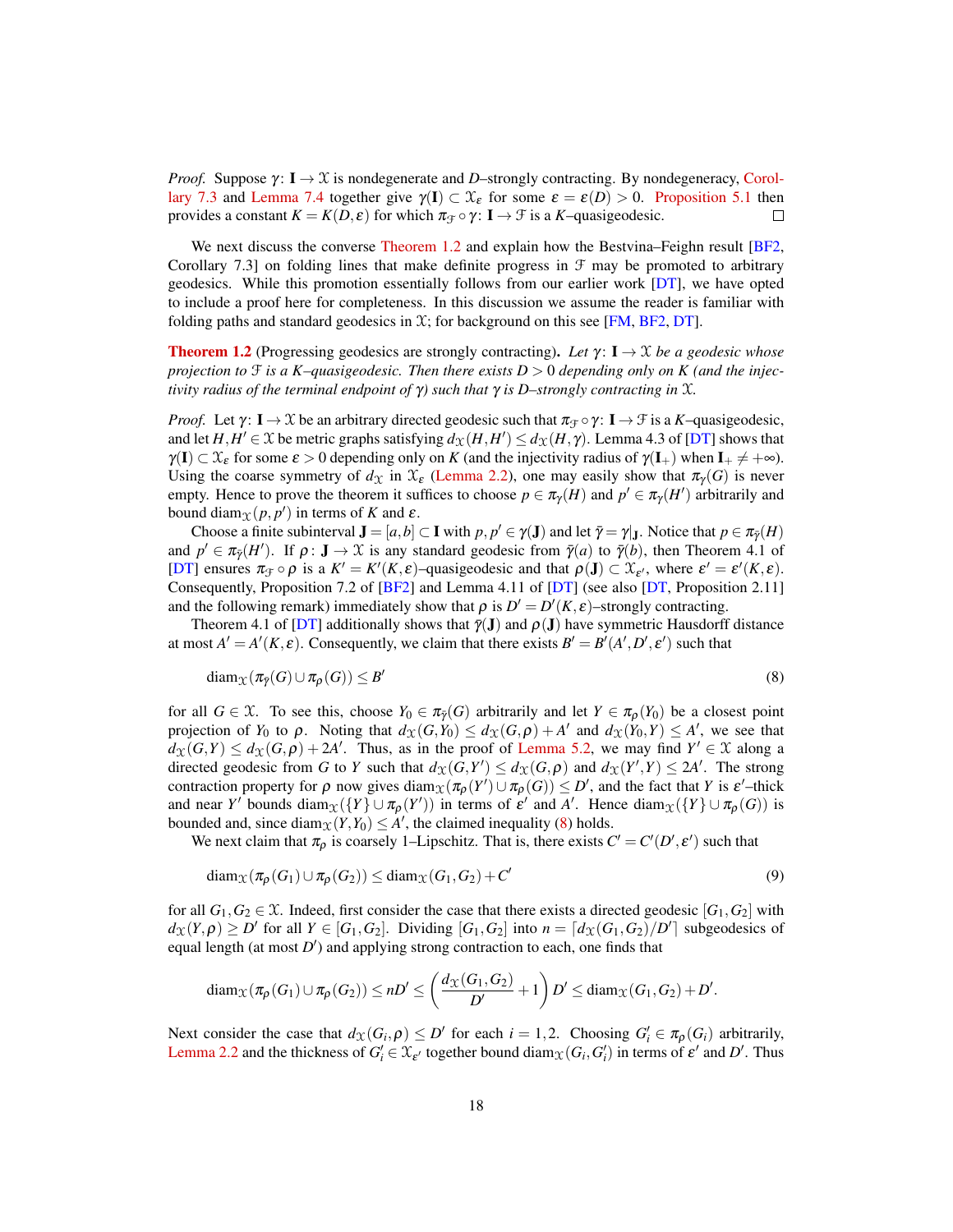*Proof.* Suppose $\gamma\colon \mathbf{I} \to \mathcal{X}$ is nondegenerate and $D$–strongly contracting. By nondegeneracy, Corollary 7.3 and Lemma 7.4 together give $\gamma(\mathbf{I}) \subset \mathcal{X}_\epsilon$ for some $\epsilon = \epsilon(D) > 0$. Proposition 5.1 then provides a constant $K = K(D,\epsilon)$ for which $\pi_{\mathcal{F}} \circ \gamma\colon \mathbf{I} \to \mathcal{F}$ is a $K$–quasigeodesic. $\square$

We next discuss the converse Theorem 1.2 and explain how the Bestvina–Feighn result [BF2, Corollary 7.3] on folding lines that make definite progress in $\mathcal{F}$ may be promoted to arbitrary geodesics. While this promotion essentially follows from our earlier work [DT], we have opted to include a proof here for completeness. In this discussion we assume the reader is familiar with folding paths and standard geodesics in $\mathcal{X}$; for background on this see [FM, BF2, DT].

**Theorem 1.2** (Progressing geodesics are strongly contracting). *Let $\gamma\colon \mathbf{I} \to \mathcal{X}$ be a geodesic whose projection to $\mathcal{F}$ is a $K$–quasigeodesic. Then there exists $D > 0$ depending only on $K$ (and the injectivity radius of the terminal endpoint of $\gamma$) such that $\gamma$ is $D$–strongly contracting in $\mathcal{X}$.*

*Proof.* Let $\gamma\colon \mathbf{I} \to \mathcal{X}$ be an arbitrary directed geodesic such that $\pi_{\mathcal{F}} \circ \gamma\colon \mathbf{I} \to \mathcal{F}$ is a $K$–quasigeodesic, and let $H, H' \in \mathcal{X}$ be metric graphs satisfying $d_{\mathcal{X}}(H,H') \le d_{\mathcal{X}}(H,\gamma)$. Lemma 4.3 of [DT] shows that $\gamma(\mathbf{I}) \subset \mathcal{X}_\epsilon$ for some $\epsilon > 0$ depending only on $K$ (and the injectivity radius of $\gamma(\mathbf{I}_+)$ when $\mathbf{I}_+ \neq +\infty$). Using the coarse symmetry of $d_{\mathcal{X}}$ in $\mathcal{X}_\epsilon$ (Lemma 2.2), one may easily show that $\pi_\gamma(G)$ is never empty. Hence to prove the theorem it suffices to choose $p \in \pi_\gamma(H)$ and $p' \in \pi_\gamma(H')$ arbitrarily and bound $\operatorname{diam}_{\mathcal{X}}(p,p')$ in terms of $K$ and $\epsilon$.

Choose a finite subinterval $\mathbf{J} = [a,b] \subset \mathbf{I}$ with $p, p' \in \gamma(\mathbf{J})$ and let $\bar\gamma = \gamma|_{\mathbf{J}}$. Notice that $p \in \pi_{\bar\gamma}(H)$ and $p' \in \pi_{\bar\gamma}(H')$. If $\rho\colon \mathbf{J} \to \mathcal{X}$ is any standard geodesic from $\bar\gamma(a)$ to $\bar\gamma(b)$, then Theorem 4.1 of [DT] ensures $\pi_{\mathcal{F}} \circ \rho$ is a $K' = K'(K,\epsilon)$–quasigeodesic and that $\rho(\mathbf{J}) \subset \mathcal{X}_{\epsilon'}$, where $\epsilon' = \epsilon'(K,\epsilon)$. Consequently, Proposition 7.2 of [BF2] and Lemma 4.11 of [DT] (see also [DT, Proposition 2.11] and the following remark) immediately show that $\rho$ is $D' = D'(K,\epsilon)$–strongly contracting.

Theorem 4.1 of [DT] additionally shows that $\bar\gamma(\mathbf{J})$ and $\rho(\mathbf{J})$ have symmetric Hausdorff distance at most $A' = A'(K,\epsilon)$. Consequently, we claim that there exists $B' = B'(A',D',\epsilon')$ such that

$$\operatorname{diam}_{\mathcal{X}}(\pi_{\bar\gamma}(G) \cup \pi_\rho(G)) \le B' \tag{8}$$

for all $G \in \mathcal{X}$. To see this, choose $Y_0 \in \pi_{\bar\gamma}(G)$ arbitrarily and let $Y \in \pi_\rho(Y_0)$ be a closest point projection of $Y_0$ to $\rho$. Noting that $d_{\mathcal{X}}(G,Y_0) \le d_{\mathcal{X}}(G,\rho) + A'$ and $d_{\mathcal{X}}(Y_0,Y) \le A'$, we see that $d_{\mathcal{X}}(G,Y) \le d_{\mathcal{X}}(G,\rho) + 2A'$. Thus, as in the proof of Lemma 5.2, we may find $Y' \in \mathcal{X}$ along a directed geodesic from $G$ to $Y$ such that $d_{\mathcal{X}}(G,Y') \le d_{\mathcal{X}}(G,\rho)$ and $d_{\mathcal{X}}(Y',Y) \le 2A'$. The strong contraction property for $\rho$ now gives $\operatorname{diam}_{\mathcal{X}}(\pi_\rho(Y') \cup \pi_\rho(G)) \le D'$, and the fact that $Y$ is $\epsilon'$–thick and near $Y'$ bounds $\operatorname{diam}_{\mathcal{X}}(\{Y\} \cup \pi_\rho(Y'))$ in terms of $\epsilon'$ and $A'$. Hence $\operatorname{diam}_{\mathcal{X}}(\{Y\} \cup \pi_\rho(G))$ is bounded and, since $\operatorname{diam}_{\mathcal{X}}(Y,Y_0) \le A'$, the claimed inequality (8) holds.

We next claim that $\pi_\rho$ is coarsely 1–Lipschitz. That is, there exists $C' = C'(D',\epsilon')$ such that

$$\operatorname{diam}_{\mathcal{X}}(\pi_\rho(G_1) \cup \pi_\rho(G_2)) \le \operatorname{diam}_{\mathcal{X}}(G_1,G_2) + C' \tag{9}$$

for all $G_1, G_2 \in \mathcal{X}$. Indeed, first consider the case that there exists a directed geodesic $[G_1,G_2]$ with $d_{\mathcal{X}}(Y,\rho) \ge D'$ for all $Y \in [G_1,G_2]$. Dividing $[G_1,G_2]$ into $n = \lceil d_{\mathcal{X}}(G_1,G_2)/D' \rceil$ subgeodesics of equal length (at most $D'$) and applying strong contraction to each, one finds that

$$\operatorname{diam}_{\mathcal{X}}(\pi_\rho(G_1) \cup \pi_\rho(G_2)) \le nD' \le \left(\frac{d_{\mathcal{X}}(G_1,G_2)}{D'} + 1\right) D' \le \operatorname{diam}_{\mathcal{X}}(G_1,G_2) + D'.$$

Next consider the case that $d_{\mathcal{X}}(G_i,\rho) \le D'$ for each $i = 1,2$. Choosing $G_i' \in \pi_\rho(G_i)$ arbitrarily, Lemma 2.2 and the thickness of $G_i' \in \mathcal{X}_{\epsilon'}$ together bound $\operatorname{diam}_{\mathcal{X}}(G_i,G_i')$ in terms of $\epsilon'$ and $D'$. Thus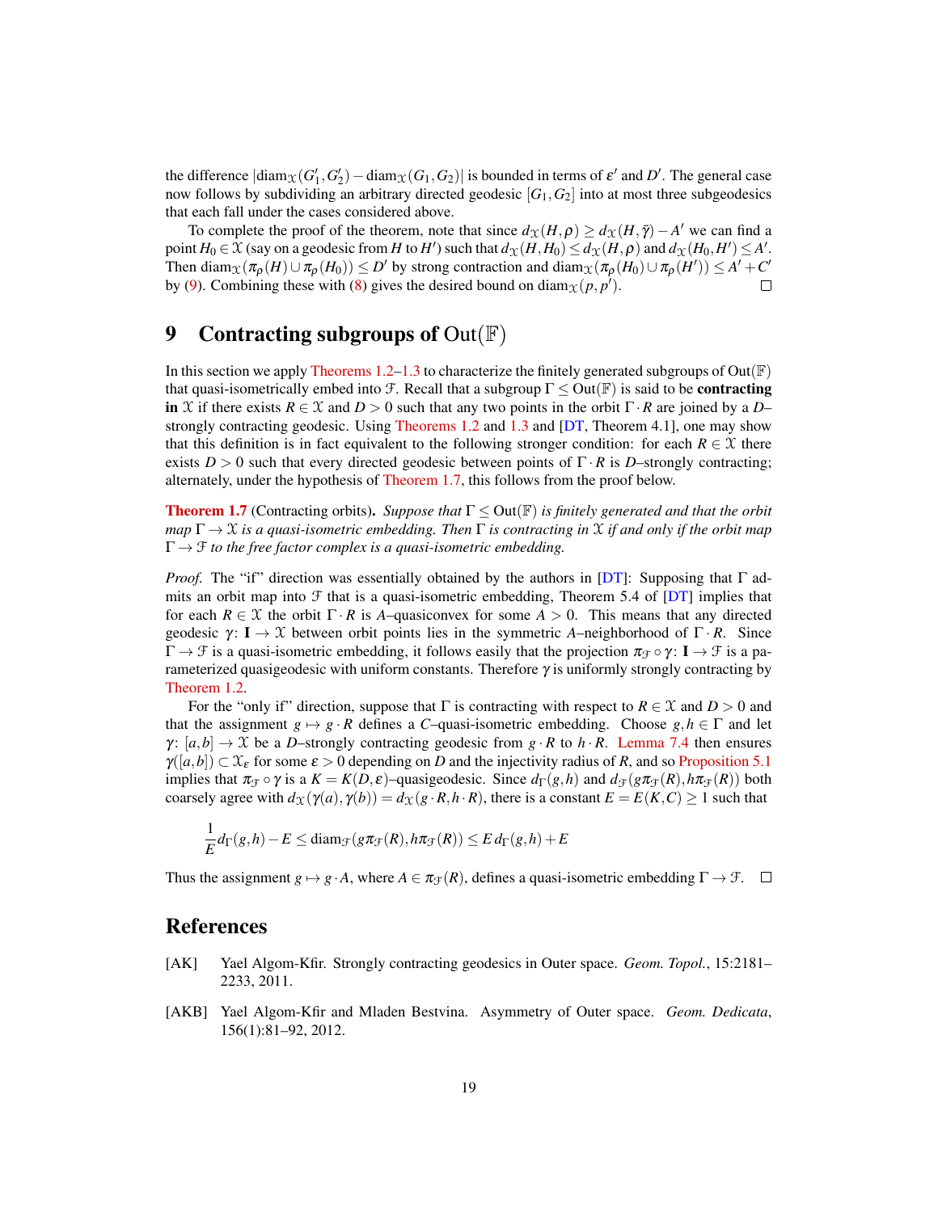the difference $|\mathrm{diam}_{\mathcal{X}}(G_1', G_2') - \mathrm{diam}_{\mathcal{X}}(G_1, G_2)|$ is bounded in terms of $\varepsilon'$ and $D'$. The general case now follows by subdividing an arbitrary directed geodesic $[G_1, G_2]$ into at most three subgeodesics that each fall under the cases considered above.

To complete the proof of the theorem, note that since $d_{\mathcal{X}}(H, \rho) \geq d_{\mathcal{X}}(H, \bar{\gamma}) - A'$ we can find a point $H_0 \in \mathcal{X}$ (say on a geodesic from $H$ to $H'$) such that $d_{\mathcal{X}}(H, H_0) \leq d_{\mathcal{X}}(H, \rho)$ and $d_{\mathcal{X}}(H_0, H') \leq A'$. Then $\mathrm{diam}_{\mathcal{X}}(\pi_\rho(H) \cup \pi_\rho(H_0)) \leq D'$ by strong contraction and $\mathrm{diam}_{\mathcal{X}}(\pi_\rho(H_0) \cup \pi_\rho(H')) \leq A' + C'$ by (9). Combining these with (8) gives the desired bound on $\mathrm{diam}_{\mathcal{X}}(p, p')$. □

## 9 Contracting subgroups of $\mathrm{Out}(\mathbb{F})$

In this section we apply Theorems 1.2–1.3 to characterize the finitely generated subgroups of $\mathrm{Out}(\mathbb{F})$ that quasi-isometrically embed into $\mathcal{F}$. Recall that a subgroup $\Gamma \leq \mathrm{Out}(\mathbb{F})$ is said to be **contracting in** $\mathcal{X}$ if there exists $R \in \mathcal{X}$ and $D > 0$ such that any two points in the orbit $\Gamma \cdot R$ are joined by a $D$–strongly contracting geodesic. Using Theorems 1.2 and 1.3 and [DT, Theorem 4.1], one may show that this definition is in fact equivalent to the following stronger condition: for each $R \in \mathcal{X}$ there exists $D > 0$ such that every directed geodesic between points of $\Gamma \cdot R$ is $D$–strongly contracting; alternately, under the hypothesis of Theorem 1.7, this follows from the proof below.

**Theorem 1.7** (Contracting orbits)**.** *Suppose that $\Gamma \leq \mathrm{Out}(\mathbb{F})$ is finitely generated and that the orbit map $\Gamma \to \mathcal{X}$ is a quasi-isometric embedding. Then $\Gamma$ is contracting in $\mathcal{X}$ if and only if the orbit map $\Gamma \to \mathcal{F}$ to the free factor complex is a quasi-isometric embedding.*

*Proof.* The "if" direction was essentially obtained by the authors in [DT]: Supposing that $\Gamma$ admits an orbit map into $\mathcal{F}$ that is a quasi-isometric embedding, Theorem 5.4 of [DT] implies that for each $R \in \mathcal{X}$ the orbit $\Gamma \cdot R$ is $A$–quasiconvex for some $A > 0$. This means that any directed geodesic $\gamma\colon \mathbf{I} \to \mathcal{X}$ between orbit points lies in the symmetric $A$–neighborhood of $\Gamma \cdot R$. Since $\Gamma \to \mathcal{F}$ is a quasi-isometric embedding, it follows easily that the projection $\pi_{\mathcal{F}} \circ \gamma\colon \mathbf{I} \to \mathcal{F}$ is a parameterized quasigeodesic with uniform constants. Therefore $\gamma$ is uniformly strongly contracting by Theorem 1.2.

For the "only if" direction, suppose that $\Gamma$ is contracting with respect to $R \in \mathcal{X}$ and $D > 0$ and that the assignment $g \mapsto g \cdot R$ defines a $C$–quasi-isometric embedding. Choose $g, h \in \Gamma$ and let $\gamma\colon [a,b] \to \mathcal{X}$ be a $D$–strongly contracting geodesic from $g \cdot R$ to $h \cdot R$. Lemma 7.4 then ensures $\gamma([a,b]) \subset \mathcal{X}_\varepsilon$ for some $\varepsilon > 0$ depending on $D$ and the injectivity radius of $R$, and so Proposition 5.1 implies that $\pi_{\mathcal{F}} \circ \gamma$ is a $K = K(D, \varepsilon)$–quasigeodesic. Since $d_\Gamma(g,h)$ and $d_{\mathcal{F}}(g\pi_{\mathcal{F}}(R), h\pi_{\mathcal{F}}(R))$ both coarsely agree with $d_{\mathcal{X}}(\gamma(a), \gamma(b)) = d_{\mathcal{X}}(g \cdot R, h \cdot R)$, there is a constant $E = E(K, C) \geq 1$ such that

$$\frac{1}{E} d_\Gamma(g,h) - E \leq \mathrm{diam}_{\mathcal{F}}(g\pi_{\mathcal{F}}(R), h\pi_{\mathcal{F}}(R)) \leq E\, d_\Gamma(g,h) + E$$

Thus the assignment $g \mapsto g \cdot A$, where $A \in \pi_{\mathcal{F}}(R)$, defines a quasi-isometric embedding $\Gamma \to \mathcal{F}$. □

## References

[AK] Yael Algom-Kfir. Strongly contracting geodesics in Outer space. *Geom. Topol.*, 15:2181–2233, 2011.

[AKB] Yael Algom-Kfir and Mladen Bestvina. Asymmetry of Outer space. *Geom. Dedicata*, 156(1):81–92, 2012.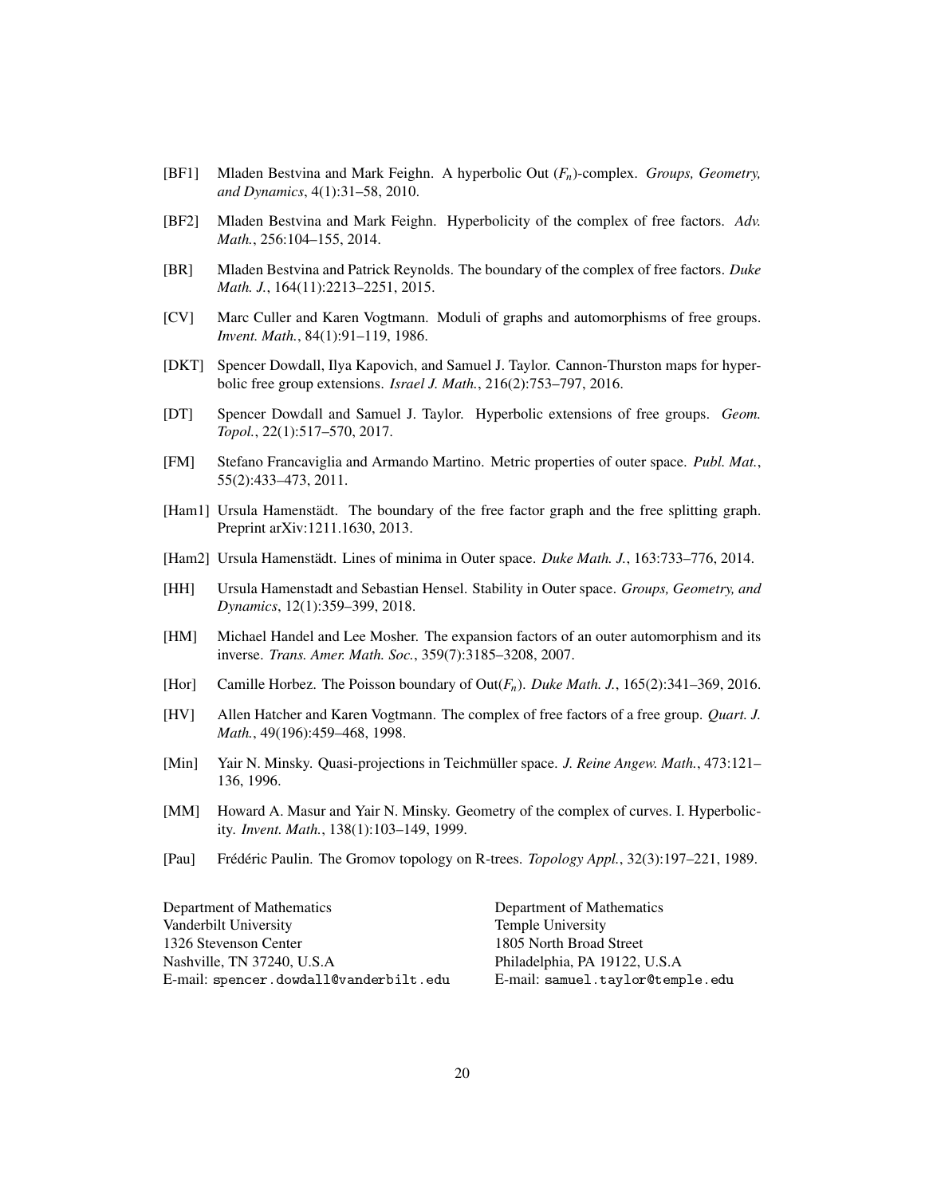[BF1] Mladen Bestvina and Mark Feighn. A hyperbolic Out $(F_n)$-complex. *Groups, Geometry, and Dynamics*, 4(1):31–58, 2010.

[BF2] Mladen Bestvina and Mark Feighn. Hyperbolicity of the complex of free factors. *Adv. Math.*, 256:104–155, 2014.

[BR] Mladen Bestvina and Patrick Reynolds. The boundary of the complex of free factors. *Duke Math. J.*, 164(11):2213–2251, 2015.

[CV] Marc Culler and Karen Vogtmann. Moduli of graphs and automorphisms of free groups. *Invent. Math.*, 84(1):91–119, 1986.

[DKT] Spencer Dowdall, Ilya Kapovich, and Samuel J. Taylor. Cannon-Thurston maps for hyperbolic free group extensions. *Israel J. Math.*, 216(2):753–797, 2016.

[DT] Spencer Dowdall and Samuel J. Taylor. Hyperbolic extensions of free groups. *Geom. Topol.*, 22(1):517–570, 2017.

[FM] Stefano Francaviglia and Armando Martino. Metric properties of outer space. *Publ. Mat.*, 55(2):433–473, 2011.

[Ham1] Ursula Hamenstädt. The boundary of the free factor graph and the free splitting graph. Preprint arXiv:1211.1630, 2013.

[Ham2] Ursula Hamenstädt. Lines of minima in Outer space. *Duke Math. J.*, 163:733–776, 2014.

[HH] Ursula Hamenstadt and Sebastian Hensel. Stability in Outer space. *Groups, Geometry, and Dynamics*, 12(1):359–399, 2018.

[HM] Michael Handel and Lee Mosher. The expansion factors of an outer automorphism and its inverse. *Trans. Amer. Math. Soc.*, 359(7):3185–3208, 2007.

[Hor] Camille Horbez. The Poisson boundary of Out$(F_n)$. *Duke Math. J.*, 165(2):341–369, 2016.

[HV] Allen Hatcher and Karen Vogtmann. The complex of free factors of a free group. *Quart. J. Math.*, 49(196):459–468, 1998.

[Min] Yair N. Minsky. Quasi-projections in Teichmüller space. *J. Reine Angew. Math.*, 473:121–136, 1996.

[MM] Howard A. Masur and Yair N. Minsky. Geometry of the complex of curves. I. Hyperbolicity. *Invent. Math.*, 138(1):103–149, 1999.

[Pau] Frédéric Paulin. The Gromov topology on R-trees. *Topology Appl.*, 32(3):197–221, 1989.

Department of Mathematics
Vanderbilt University
1326 Stevenson Center
Nashville, TN 37240, U.S.A
E-mail: `spencer.dowdall@vanderbilt.edu`

Department of Mathematics
Temple University
1805 North Broad Street
Philadelphia, PA 19122, U.S.A
E-mail: `samuel.taylor@temple.edu`